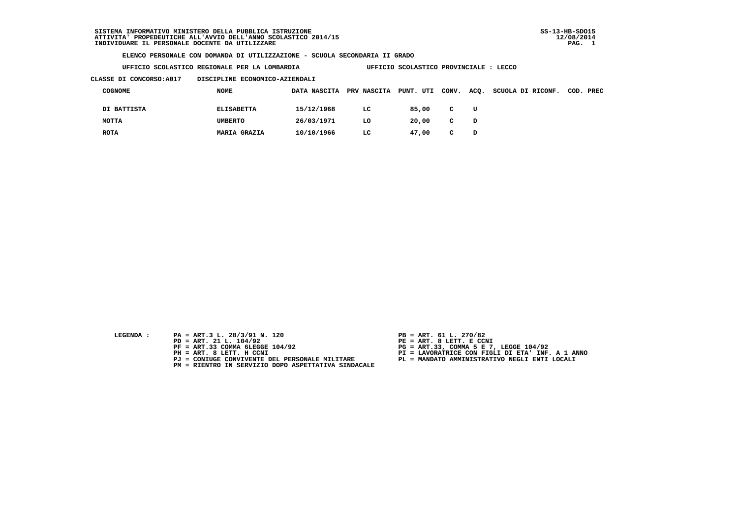SISTEMA INFORMATIVO MINISTERO DELLA PUBBLICA ISTRUZIONE
ATTIVITA' PROPEDEUTICHE ALL'AVVIO DELL'ANNO SCOLASTICO 2014/15
INDIVIDUARE IL PERSONALE DOCENTE DA UTILIZZARE

SS-13-HB-SDO15
12/08/2014

**ELENCO PERSONALE CON DOMANDA DI UTILIZZAZIONE - SCUOLA SECONDARIA II GRADO**

**UFFICIO SCOLASTICO REGIONALE PER LA LOMBARDIA** — **UFFICIO SCOLASTICO PROVINCIALE : LECCO**

**CLASSE DI CONCORSO:A017** — **DISCIPLINE ECONOMICO-AZIENDALI**

| COGNOME | NOME | DATA NASCITA | PRV NASCITA | PUNT. UTI | CONV. | ACQ. | SCUOLA DI RICONF. | COD. PREC |
|---|---|---|---|---|---|---|---|---|
| DI BATTISTA | ELISABETTA | 15/12/1968 | LC | 85,00 | C | U | | |
| MOTTA | UMBERTO | 26/03/1971 | LO | 20,00 | C | D | | |
| ROTA | MARIA GRAZIA | 10/10/1966 | LC | 47,00 | C | D | | |

LEGENDA :

- PA = ART.3 L. 28/3/91 N. 120
- PB = ART. 61 L. 270/82
- PD = ART. 21 L. 104/92
- PE = ART. 8 LETT. E CCNI
- PF = ART.33 COMMA 6LEGGE 104/92
- PG = ART.33, COMMA 5 E 7, LEGGE 104/92
- PH = ART. 8 LETT. H CCNI
- PI = LAVORATRICE CON FIGLI DI ETA' INF. A 1 ANNO
- PJ = CONIUGE CONVIVENTE DEL PERSONALE MILITARE
- PL = MANDATO AMMINISTRATIVO NEGLI ENTI LOCALI
- PM = RIENTRO IN SERVIZIO DOPO ASPETTATIVA SINDACALE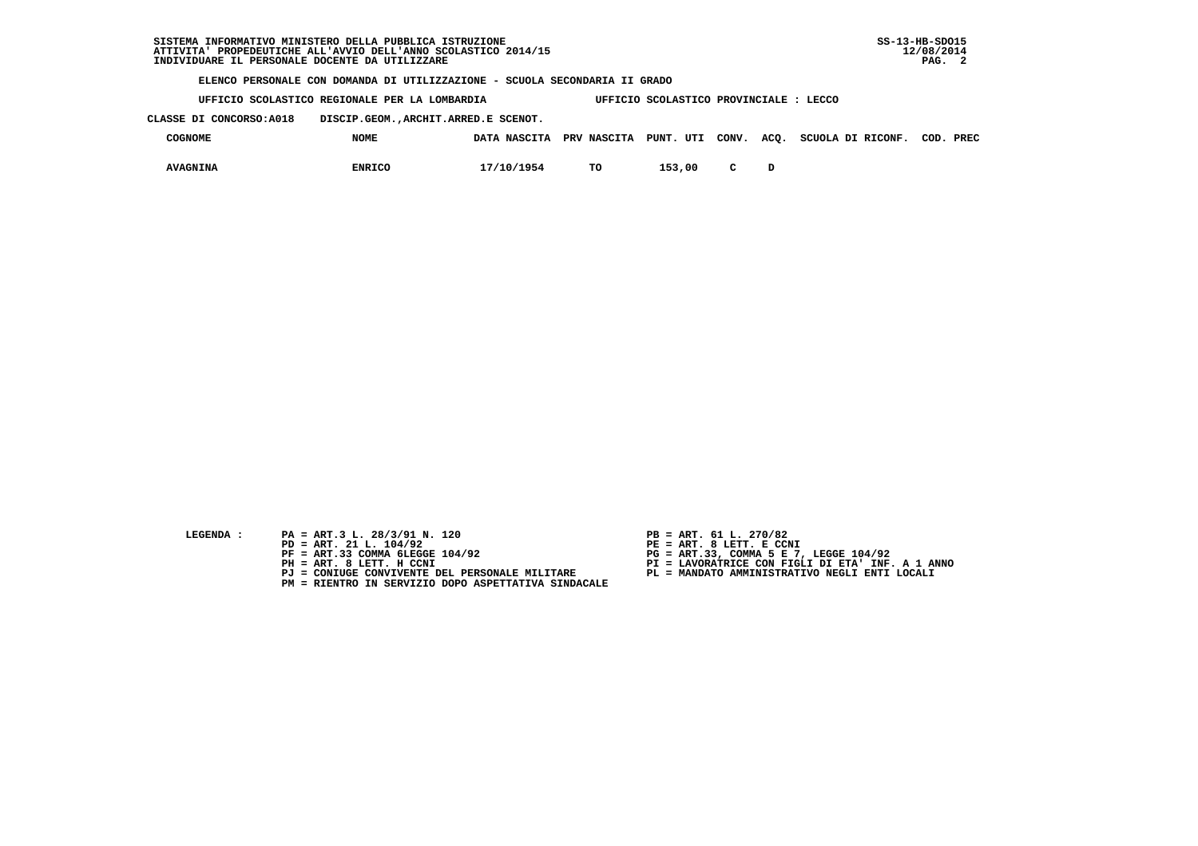SISTEMA INFORMATIVO MINISTERO DELLA PUBBLICA ISTRUZIONE
ATTIVITA' PROPEDEUTICHE ALL'AVVIO DELL'ANNO SCOLASTICO 2014/15
INDIVIDUARE IL PERSONALE DOCENTE DA UTILIZZARE

SS-13-HB-SDO15
12/08/2014

**ELENCO PERSONALE CON DOMANDA DI UTILIZZAZIONE - SCUOLA SECONDARIA II GRADO**

UFFICIO SCOLASTICO REGIONALE PER LA LOMBARDIA — UFFICIO SCOLASTICO PROVINCIALE : LECCO

CLASSE DI CONCORSO:A018 DISCIP.GEOM.,ARCHIT.ARRED.E SCENOT.

| COGNOME | NOME | DATA NASCITA | PRV NASCITA | PUNT. UTI | CONV. | ACQ. | SCUOLA DI RICONF. | COD. PREC |
|---|---|---|---|---|---|---|---|---|
| AVAGNINA | ENRICO | 17/10/1954 | TO | 153,00 | C | D | | |

LEGENDA :

- PA = ART.3 L. 28/3/91 N. 120
- PB = ART. 61 L. 270/82
- PD = ART. 21 L. 104/92
- PE = ART. 8 LETT. E CCNI
- PF = ART.33 COMMA 6LEGGE 104/92
- PG = ART.33, COMMA 5 E 7, LEGGE 104/92
- PH = ART. 8 LETT. H CCNI
- PI = LAVORATRICE CON FIGLI DI ETA' INF. A 1 ANNO
- PJ = CONIUGE CONVIVENTE DEL PERSONALE MILITARE
- PL = MANDATO AMMINISTRATIVO NEGLI ENTI LOCALI
- PM = RIENTRO IN SERVIZIO DOPO ASPETTATIVA SINDACALE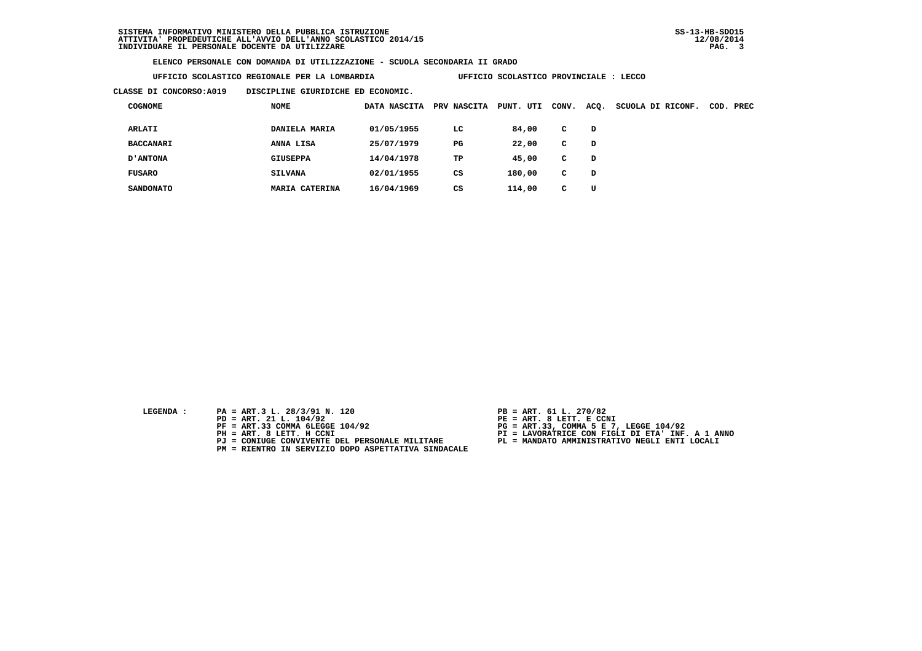SISTEMA INFORMATIVO MINISTERO DELLA PUBBLICA ISTRUZIONE
ATTIVITA' PROPEDEUTICHE ALL'AVVIO DELL'ANNO SCOLASTICO 2014/15
INDIVIDUARE IL PERSONALE DOCENTE DA UTILIZZARE

SS-13-HB-SDO15
12/08/2014

**ELENCO PERSONALE CON DOMANDA DI UTILIZZAZIONE - SCUOLA SECONDARIA II GRADO**

**UFFICIO SCOLASTICO REGIONALE PER LA LOMBARDIA** — **UFFICIO SCOLASTICO PROVINCIALE : LECCO**

**CLASSE DI CONCORSO:A019 DISCIPLINE GIURIDICHE ED ECONOMIC.**

| COGNOME | NOME | DATA NASCITA | PRV NASCITA | PUNT. UTI | CONV. | ACQ. | SCUOLA DI RICONF. | COD. PREC |
|---|---|---|---|---|---|---|---|---|
| ARLATI | DANIELA MARIA | 01/05/1955 | LC | 84,00 | C | D | | |
| BACCANARI | ANNA LISA | 25/07/1979 | PG | 22,00 | C | D | | |
| D'ANTONA | GIUSEPPA | 14/04/1978 | TP | 45,00 | C | D | | |
| FUSARO | SILVANA | 02/01/1955 | CS | 180,00 | C | D | | |
| SANDONATO | MARIA CATERINA | 16/04/1969 | CS | 114,00 | C | U | | |

LEGENDA :

- PA = ART.3 L. 28/3/91 N. 120
- PB = ART. 61 L. 270/82
- PD = ART. 21 L. 104/92
- PE = ART. 8 LETT. E CCNI
- PF = ART.33 COMMA 6LEGGE 104/92
- PG = ART.33, COMMA 5 E 7, LEGGE 104/92
- PH = ART. 8 LETT. H CCNI
- PI = LAVORATRICE CON FIGLI DI ETA' INF. A 1 ANNO
- PJ = CONIUGE CONVIVENTE DEL PERSONALE MILITARE
- PL = MANDATO AMMINISTRATIVO NEGLI ENTI LOCALI
- PM = RIENTRO IN SERVIZIO DOPO ASPETTATIVA SINDACALE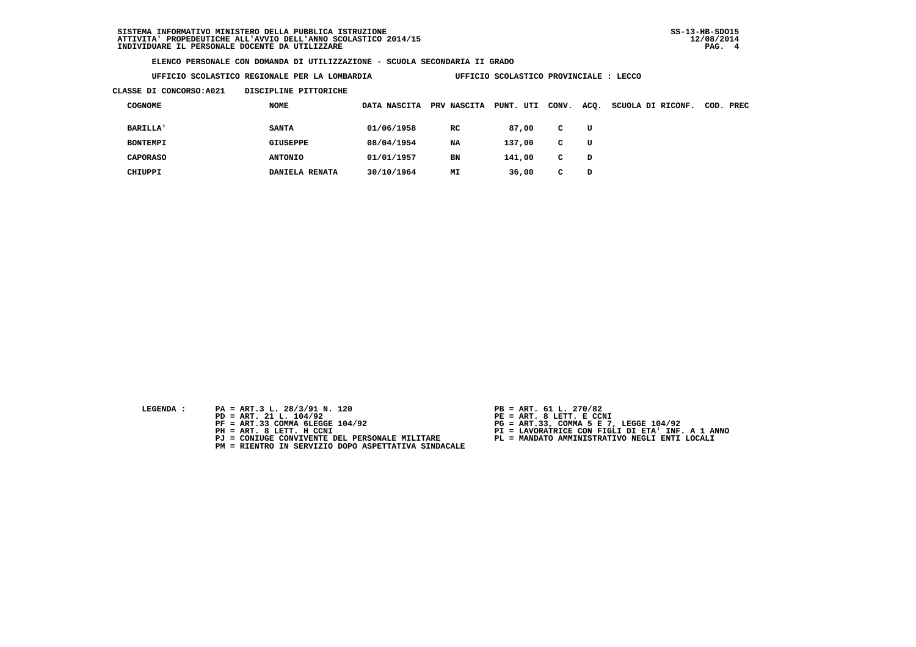SISTEMA INFORMATIVO MINISTERO DELLA PUBBLICA ISTRUZIONE
ATTIVITA' PROPEDEUTICHE ALL'AVVIO DELL'ANNO SCOLASTICO 2014/15
INDIVIDUARE IL PERSONALE DOCENTE DA UTILIZZARE

SS-13-HB-SDO15
12/08/2014

**ELENCO PERSONALE CON DOMANDA DI UTILIZZAZIONE - SCUOLA SECONDARIA II GRADO**

**UFFICIO SCOLASTICO REGIONALE PER LA LOMBARDIA** — **UFFICIO SCOLASTICO PROVINCIALE : LECCO**

**CLASSE DI CONCORSO:A021 DISCIPLINE PITTORICHE**

| COGNOME | NOME | DATA NASCITA | PRV NASCITA | PUNT. UTI | CONV. | ACQ. | SCUOLA DI RICONF. | COD. PREC |
|---|---|---|---|---|---|---|---|---|
| BARILLA' | SANTA | 01/06/1958 | RC | 87,00 | C | U | | |
| BONTEMPI | GIUSEPPE | 08/04/1954 | NA | 137,00 | C | U | | |
| CAPORASO | ANTONIO | 01/01/1957 | BN | 141,00 | C | D | | |
| CHIUPPI | DANIELA RENATA | 30/10/1964 | MI | 36,00 | C | D | | |

LEGENDA :

- PA = ART.3 L. 28/3/91 N. 120
- PB = ART. 61 L. 270/82
- PD = ART. 21 L. 104/92
- PE = ART. 8 LETT. E CCNI
- PF = ART.33 COMMA 6LEGGE 104/92
- PG = ART.33, COMMA 5 E 7, LEGGE 104/92
- PH = ART. 8 LETT. H CCNI
- PI = LAVORATRICE CON FIGLI DI ETA' INF. A 1 ANNO
- PJ = CONIUGE CONVIVENTE DEL PERSONALE MILITARE
- PL = MANDATO AMMINISTRATIVO NEGLI ENTI LOCALI
- PM = RIENTRO IN SERVIZIO DOPO ASPETTATIVA SINDACALE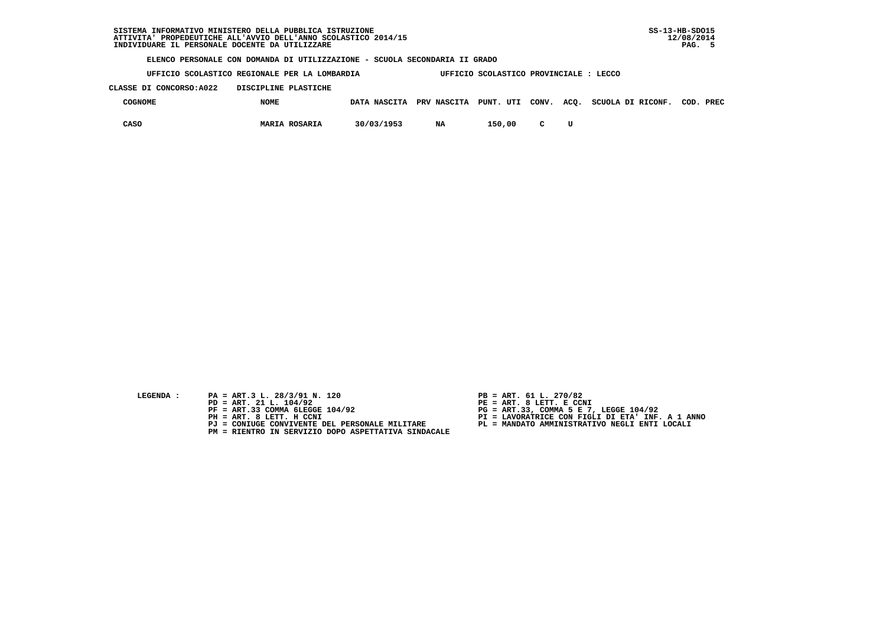SISTEMA INFORMATIVO MINISTERO DELLA PUBBLICA ISTRUZIONE
ATTIVITA' PROPEDEUTICHE ALL'AVVIO DELL'ANNO SCOLASTICO 2014/15
INDIVIDUARE IL PERSONALE DOCENTE DA UTILIZZARE

SS-13-HB-SDO15
12/08/2014

**ELENCO PERSONALE CON DOMANDA DI UTILIZZAZIONE - SCUOLA SECONDARIA II GRADO**

**UFFICIO SCOLASTICO REGIONALE PER LA LOMBARDIA** — **UFFICIO SCOLASTICO PROVINCIALE : LECCO**

**CLASSE DI CONCORSO:A022 DISCIPLINE PLASTICHE**

| COGNOME | NOME | DATA NASCITA | PRV NASCITA | PUNT. UTI | CONV. | ACQ. | SCUOLA DI RICONF. | COD. PREC |
|---|---|---|---|---|---|---|---|---|
| CASO | MARIA ROSARIA | 30/03/1953 | NA | 150,00 | C | U | | |

LEGENDA :

- PA = ART.3 L. 28/3/91 N. 120
- PB = ART. 61 L. 270/82
- PD = ART. 21 L. 104/92
- PE = ART. 8 LETT. E CCNI
- PF = ART.33 COMMA 6LEGGE 104/92
- PG = ART.33, COMMA 5 E 7, LEGGE 104/92
- PH = ART. 8 LETT. H CCNI
- PI = LAVORATRICE CON FIGLI DI ETA' INF. A 1 ANNO
- PJ = CONIUGE CONVIVENTE DEL PERSONALE MILITARE
- PL = MANDATO AMMINISTRATIVO NEGLI ENTI LOCALI
- PM = RIENTRO IN SERVIZIO DOPO ASPETTATIVA SINDACALE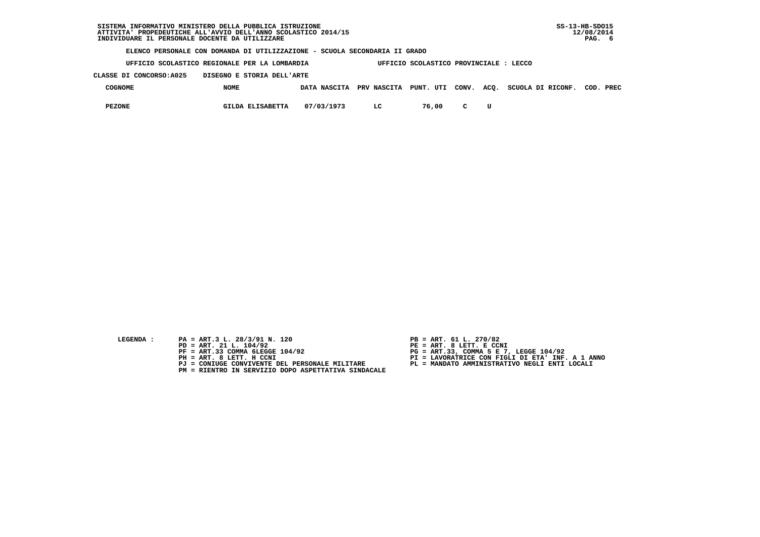SISTEMA INFORMATIVO MINISTERO DELLA PUBBLICA ISTRUZIONE
ATTIVITA' PROPEDEUTICHE ALL'AVVIO DELL'ANNO SCOLASTICO 2014/15
INDIVIDUARE IL PERSONALE DOCENTE DA UTILIZZARE

SS-13-HB-SDO15
12/08/2014

**ELENCO PERSONALE CON DOMANDA DI UTILIZZAZIONE - SCUOLA SECONDARIA II GRADO**

**UFFICIO SCOLASTICO REGIONALE PER LA LOMBARDIA** — **UFFICIO SCOLASTICO PROVINCIALE : LECCO**

**CLASSE DI CONCORSO:A025 DISEGNO E STORIA DELL'ARTE**

| COGNOME | NOME | DATA NASCITA | PRV NASCITA | PUNT. UTI | CONV. | ACQ. | SCUOLA DI RICONF. | COD. PREC |
|---|---|---|---|---|---|---|---|---|
| PEZONE | GILDA ELISABETTA | 07/03/1973 | LC | 76,00 | C | U | | |

LEGENDA :

- PA = ART.3 L. 28/3/91 N. 120
- PB = ART. 61 L. 270/82
- PD = ART. 21 L. 104/92
- PE = ART. 8 LETT. E CCNI
- PF = ART.33 COMMA 6LEGGE 104/92
- PG = ART.33, COMMA 5 E 7, LEGGE 104/92
- PH = ART. 8 LETT. H CCNI
- PI = LAVORATRICE CON FIGLI DI ETA' INF. A 1 ANNO
- PJ = CONIUGE CONVIVENTE DEL PERSONALE MILITARE
- PL = MANDATO AMMINISTRATIVO NEGLI ENTI LOCALI
- PM = RIENTRO IN SERVIZIO DOPO ASPETTATIVA SINDACALE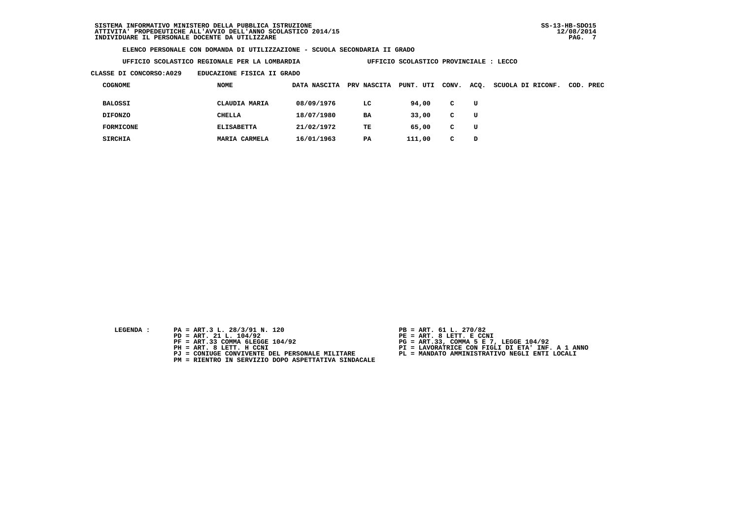SISTEMA INFORMATIVO MINISTERO DELLA PUBBLICA ISTRUZIONE
ATTIVITA' PROPEDEUTICHE ALL'AVVIO DELL'ANNO SCOLASTICO 2014/15
INDIVIDUARE IL PERSONALE DOCENTE DA UTILIZZARE

SS-13-HB-SDO15
12/08/2014

**ELENCO PERSONALE CON DOMANDA DI UTILIZZAZIONE - SCUOLA SECONDARIA II GRADO**

**UFFICIO SCOLASTICO REGIONALE PER LA LOMBARDIA** UFFICIO SCOLASTICO PROVINCIALE : LECCO

**CLASSE DI CONCORSO:A029** EDUCAZIONE FISICA II GRADO

| COGNOME | NOME | DATA NASCITA | PRV NASCITA | PUNT. UTI | CONV. | ACQ. | SCUOLA DI RICONF. | COD. PREC |
|---|---|---|---|---|---|---|---|---|
| BALOSSI | CLAUDIA MARIA | 08/09/1976 | LC | 94,00 | C | U | | |
| DIFONZO | CHELLA | 18/07/1980 | BA | 33,00 | C | U | | |
| FORMICONE | ELISABETTA | 21/02/1972 | TE | 65,00 | C | U | | |
| SIRCHIA | MARIA CARMELA | 16/01/1963 | PA | 111,00 | C | D | | |

LEGENDA :

- PA = ART.3 L. 28/3/91 N. 120
- PB = ART. 61 L. 270/82
- PD = ART. 21 L. 104/92
- PE = ART. 8 LETT. E CCNI
- PF = ART.33 COMMA 6LEGGE 104/92
- PG = ART.33, COMMA 5 E 7, LEGGE 104/92
- PH = ART. 8 LETT. H CCNI
- PI = LAVORATRICE CON FIGLI DI ETA' INF. A 1 ANNO
- PJ = CONIUGE CONVIVENTE DEL PERSONALE MILITARE
- PL = MANDATO AMMINISTRATIVO NEGLI ENTI LOCALI
- PM = RIENTRO IN SERVIZIO DOPO ASPETTATIVA SINDACALE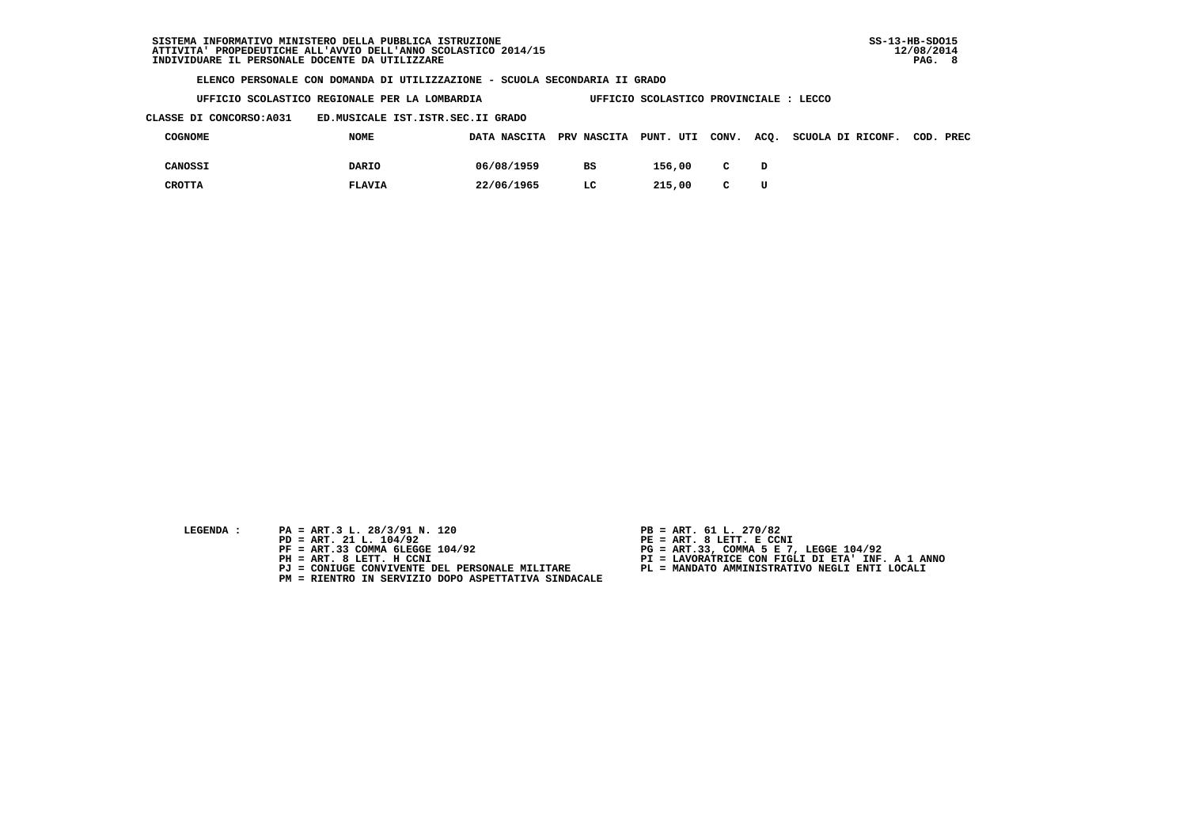SISTEMA INFORMATIVO MINISTERO DELLA PUBBLICA ISTRUZIONE
ATTIVITA' PROPEDEUTICHE ALL'AVVIO DELL'ANNO SCOLASTICO 2014/15
INDIVIDUARE IL PERSONALE DOCENTE DA UTILIZZARE

SS-13-HB-SDO15
12/08/2014

**ELENCO PERSONALE CON DOMANDA DI UTILIZZAZIONE - SCUOLA SECONDARIA II GRADO**

**UFFICIO SCOLASTICO REGIONALE PER LA LOMBARDIA** — **UFFICIO SCOLASTICO PROVINCIALE : LECCO**

**CLASSE DI CONCORSO:A031 — ED.MUSICALE IST.ISTR.SEC.II GRADO**

| COGNOME | NOME | DATA NASCITA | PRV NASCITA | PUNT. UTI | CONV. | ACQ. | SCUOLA DI RICONF. | COD. PREC |
|---|---|---|---|---|---|---|---|---|
| CANOSSI | DARIO | 06/08/1959 | BS | 156,00 | C | D | | |
| CROTTA | FLAVIA | 22/06/1965 | LC | 215,00 | C | U | | |

LEGENDA :

- PA = ART.3 L. 28/3/91 N. 120
- PB = ART. 61 L. 270/82
- PD = ART. 21 L. 104/92
- PE = ART. 8 LETT. E CCNI
- PF = ART.33 COMMA 6LEGGE 104/92
- PG = ART.33, COMMA 5 E 7, LEGGE 104/92
- PH = ART. 8 LETT. H CCNI
- PI = LAVORATRICE CON FIGLI DI ETA' INF. A 1 ANNO
- PJ = CONIUGE CONVIVENTE DEL PERSONALE MILITARE
- PL = MANDATO AMMINISTRATIVO NEGLI ENTI LOCALI
- PM = RIENTRO IN SERVIZIO DOPO ASPETTATIVA SINDACALE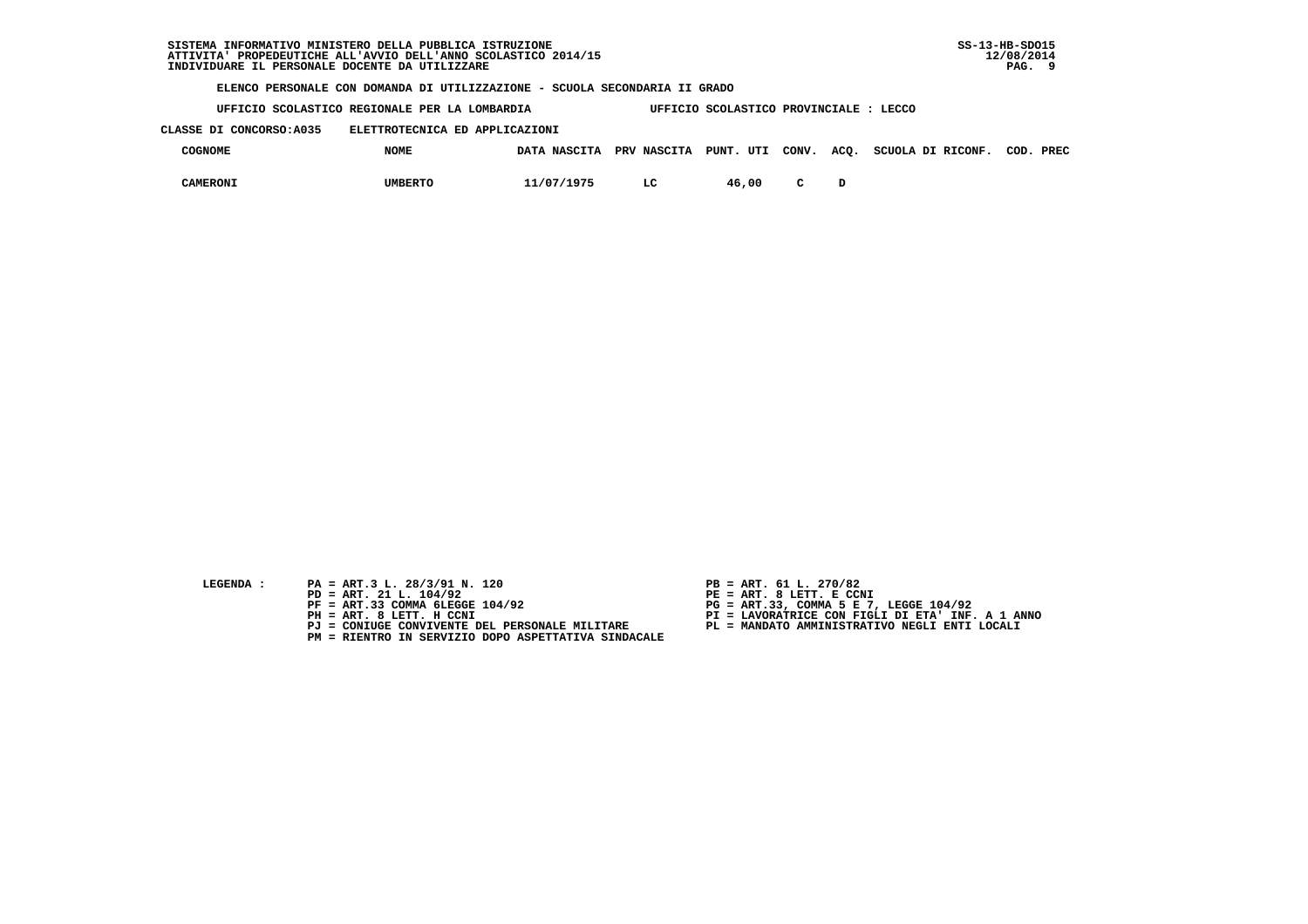SISTEMA INFORMATIVO MINISTERO DELLA PUBBLICA ISTRUZIONE
ATTIVITA' PROPEDEUTICHE ALL'AVVIO DELL'ANNO SCOLASTICO 2014/15
INDIVIDUARE IL PERSONALE DOCENTE DA UTILIZZARE

SS-13-HB-SDO15
12/08/2014

ELENCO PERSONALE CON DOMANDA DI UTILIZZAZIONE - SCUOLA SECONDARIA II GRADO

UFFICIO SCOLASTICO REGIONALE PER LA LOMBARDIA          UFFICIO SCOLASTICO PROVINCIALE : LECCO

CLASSE DI CONCORSO:A035    ELETTROTECNICA ED APPLICAZIONI

| COGNOME | NOME | DATA NASCITA | PRV NASCITA | PUNT. UTI | CONV. | ACQ. | SCUOLA DI RICONF. | COD. PREC |
|---|---|---|---|---|---|---|---|---|
| CAMERONI | UMBERTO | 11/07/1975 | LC | 46,00 | C | D | | |

LEGENDA :

PA = ART.3 L. 28/3/91 N. 120
PB = ART. 61 L. 270/82
PD = ART. 21 L. 104/92
PE = ART. 8 LETT. E CCNI
PF = ART.33 COMMA 6LEGGE 104/92
PG = ART.33, COMMA 5 E 7, LEGGE 104/92
PH = ART. 8 LETT. H CCNI
PI = LAVORATRICE CON FIGLI DI ETA' INF. A 1 ANNO
PJ = CONIUGE CONVIVENTE DEL PERSONALE MILITARE
PL = MANDATO AMMINISTRATIVO NEGLI ENTI LOCALI
PM = RIENTRO IN SERVIZIO DOPO ASPETTATIVA SINDACALE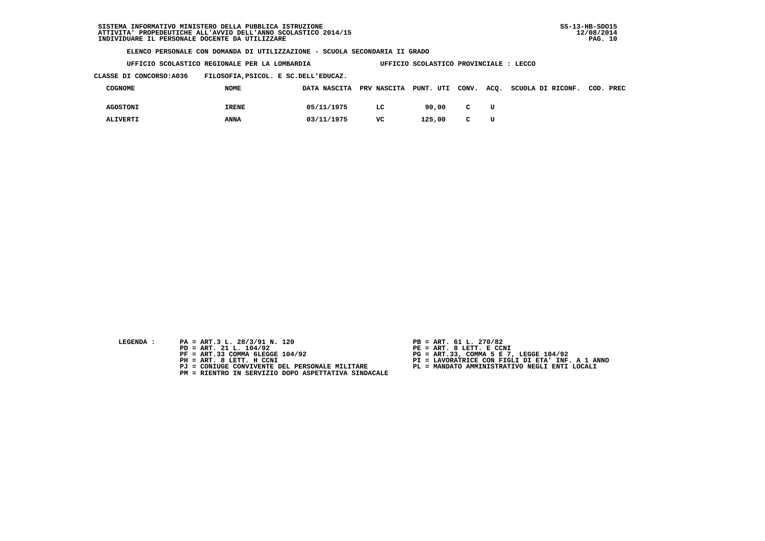SISTEMA INFORMATIVO MINISTERO DELLA PUBBLICA ISTRUZIONE
ATTIVITA' PROPEDEUTICHE ALL'AVVIO DELL'ANNO SCOLASTICO 2014/15
INDIVIDUARE IL PERSONALE DOCENTE DA UTILIZZARE

SS-13-HB-SDO15
12/08/2014

**ELENCO PERSONALE CON DOMANDA DI UTILIZZAZIONE - SCUOLA SECONDARIA II GRADO**

**UFFICIO SCOLASTICO REGIONALE PER LA LOMBARDIA** — **UFFICIO SCOLASTICO PROVINCIALE : LECCO**

**CLASSE DI CONCORSO:A036 FILOSOFIA,PSICOL. E SC.DELL'EDUCAZ.**

| COGNOME | NOME | DATA NASCITA | PRV NASCITA | PUNT. UTI | CONV. | ACQ. | SCUOLA DI RICONF. | COD. PREC |
|---|---|---|---|---|---|---|---|---|
| AGOSTONI | IRENE | 05/11/1975 | LC | 90,00 | C | U | | |
| ALIVERTI | ANNA | 03/11/1975 | VC | 125,00 | C | U | | |

LEGENDA :

- PA = ART.3 L. 28/3/91 N. 120
- PB = ART. 61 L. 270/82
- PD = ART. 21 L. 104/92
- PE = ART. 8 LETT. E CCNI
- PF = ART.33 COMMA 6LEGGE 104/92
- PG = ART.33, COMMA 5 E 7, LEGGE 104/92
- PH = ART. 8 LETT. H CCNI
- PI = LAVORATRICE CON FIGLI DI ETA' INF. A 1 ANNO
- PJ = CONIUGE CONVIVENTE DEL PERSONALE MILITARE
- PL = MANDATO AMMINISTRATIVO NEGLI ENTI LOCALI
- PM = RIENTRO IN SERVIZIO DOPO ASPETTATIVA SINDACALE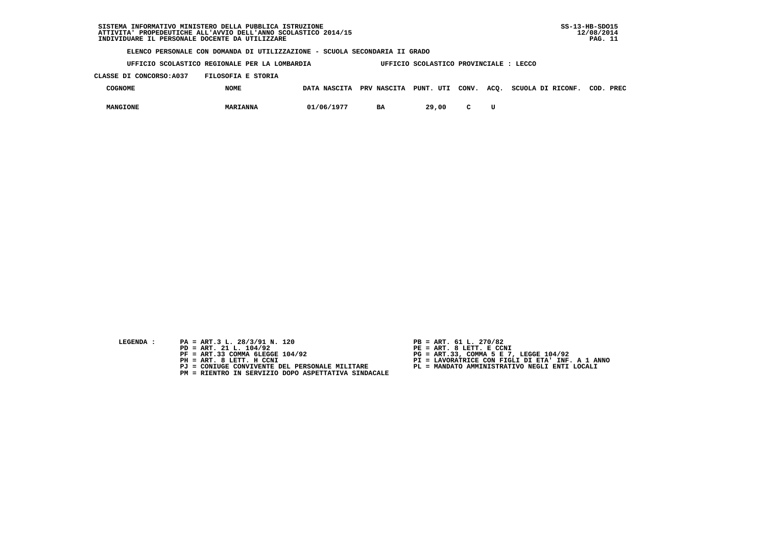SISTEMA INFORMATIVO MINISTERO DELLA PUBBLICA ISTRUZIONE
ATTIVITA' PROPEDEUTICHE ALL'AVVIO DELL'ANNO SCOLASTICO 2014/15
INDIVIDUARE IL PERSONALE DOCENTE DA UTILIZZARE

SS-13-HB-SDO15
12/08/2014

**ELENCO PERSONALE CON DOMANDA DI UTILIZZAZIONE - SCUOLA SECONDARIA II GRADO**

UFFICIO SCOLASTICO REGIONALE PER LA LOMBARDIA — UFFICIO SCOLASTICO PROVINCIALE : LECCO

CLASSE DI CONCORSO:A037 FILOSOFIA E STORIA

| COGNOME | NOME | DATA NASCITA | PRV NASCITA | PUNT. UTI | CONV. | ACQ. | SCUOLA DI RICONF. | COD. PREC |
|---|---|---|---|---|---|---|---|---|
| MANGIONE | MARIANNA | 01/06/1977 | BA | 29,00 | C | U | | |

LEGENDA :

PA = ART.3 L. 28/3/91 N. 120
PB = ART. 61 L. 270/82
PD = ART. 21 L. 104/92
PE = ART. 8 LETT. E CCNI
PF = ART.33 COMMA 6LEGGE 104/92
PG = ART.33, COMMA 5 E 7, LEGGE 104/92
PH = ART. 8 LETT. H CCNI
PI = LAVORATRICE CON FIGLI DI ETA' INF. A 1 ANNO
PJ = CONIUGE CONVIVENTE DEL PERSONALE MILITARE
PL = MANDATO AMMINISTRATIVO NEGLI ENTI LOCALI
PM = RIENTRO IN SERVIZIO DOPO ASPETTATIVA SINDACALE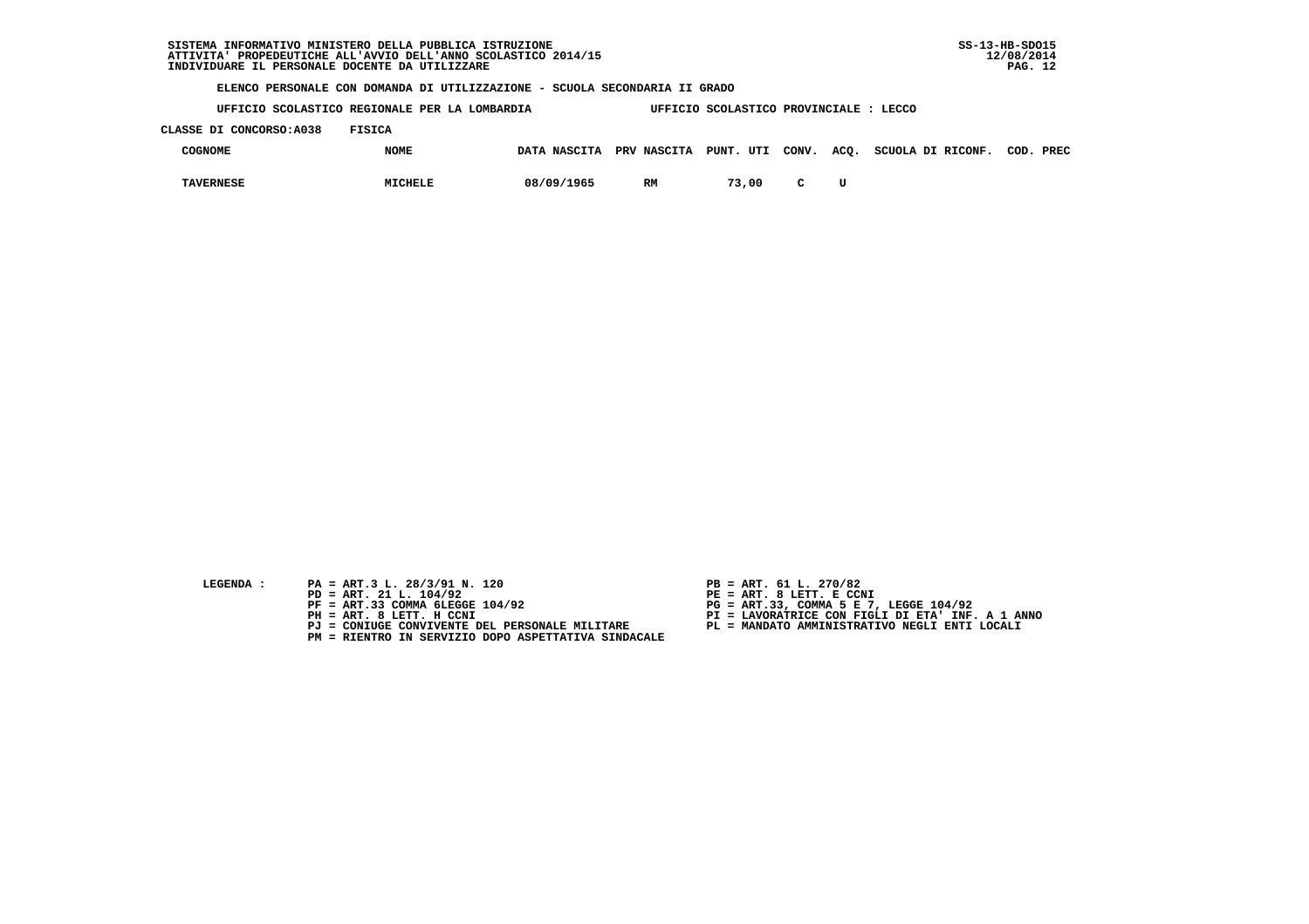SISTEMA INFORMATIVO MINISTERO DELLA PUBBLICA ISTRUZIONE
ATTIVITA' PROPEDEUTICHE ALL'AVVIO DELL'ANNO SCOLASTICO 2014/15
INDIVIDUARE IL PERSONALE DOCENTE DA UTILIZZARE

SS-13-HB-SDO15
12/08/2014

**ELENCO PERSONALE CON DOMANDA DI UTILIZZAZIONE - SCUOLA SECONDARIA II GRADO**

**UFFICIO SCOLASTICO REGIONALE PER LA LOMBARDIA** UFFICIO SCOLASTICO PROVINCIALE : LECCO

**CLASSE DI CONCORSO:A038 FISICA**

| COGNOME | NOME | DATA NASCITA | PRV NASCITA | PUNT. UTI | CONV. | ACQ. | SCUOLA DI RICONF. | COD. PREC |
|---|---|---|---|---|---|---|---|---|
| TAVERNESE | MICHELE | 08/09/1965 | RM | 73,00 | C | U | | |

LEGENDA :

- PA = ART.3 L. 28/3/91 N. 120
- PB = ART. 61 L. 270/82
- PD = ART. 21 L. 104/92
- PE = ART. 8 LETT. E CCNI
- PF = ART.33 COMMA 6LEGGE 104/92
- PG = ART.33, COMMA 5 E 7, LEGGE 104/92
- PH = ART. 8 LETT. H CCNI
- PI = LAVORATRICE CON FIGLI DI ETA' INF. A 1 ANNO
- PJ = CONIUGE CONVIVENTE DEL PERSONALE MILITARE
- PL = MANDATO AMMINISTRATIVO NEGLI ENTI LOCALI
- PM = RIENTRO IN SERVIZIO DOPO ASPETTATIVA SINDACALE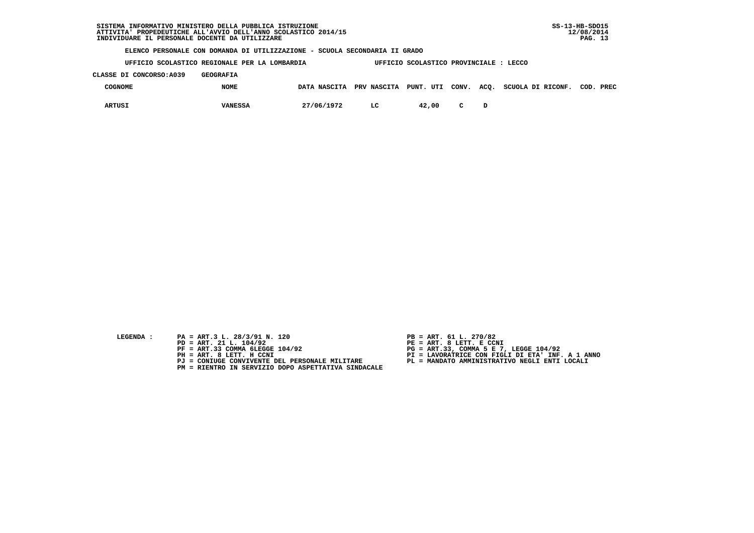ELENCO PERSONALE CON DOMANDA DI UTILIZZAZIONE - SCUOLA SECONDARIA II GRADO

UFFICIO SCOLASTICO REGIONALE PER LA LOMBARDIA          UFFICIO SCOLASTICO PROVINCIALE : LECCO

CLASSE DI CONCORSO:A039    GEOGRAFIA

| COGNOME | NOME | DATA NASCITA | PRV NASCITA | PUNT. UTI | CONV. | ACQ. | SCUOLA DI RICONF. | COD. PREC |
|---|---|---|---|---|---|---|---|---|
| ARTUSI | VANESSA | 27/06/1972 | LC | 42,00 | C | D | | |

LEGENDA :

- PA = ART.3 L. 28/3/91 N. 120
- PB = ART. 61 L. 270/82
- PD = ART. 21 L. 104/92
- PE = ART. 8 LETT. E CCNI
- PF = ART.33 COMMA 6LEGGE 104/92
- PG = ART.33, COMMA 5 E 7, LEGGE 104/92
- PH = ART. 8 LETT. H CCNI
- PI = LAVORATRICE CON FIGLI DI ETA' INF. A 1 ANNO
- PJ = CONIUGE CONVIVENTE DEL PERSONALE MILITARE
- PL = MANDATO AMMINISTRATIVO NEGLI ENTI LOCALI
- PM = RIENTRO IN SERVIZIO DOPO ASPETTATIVA SINDACALE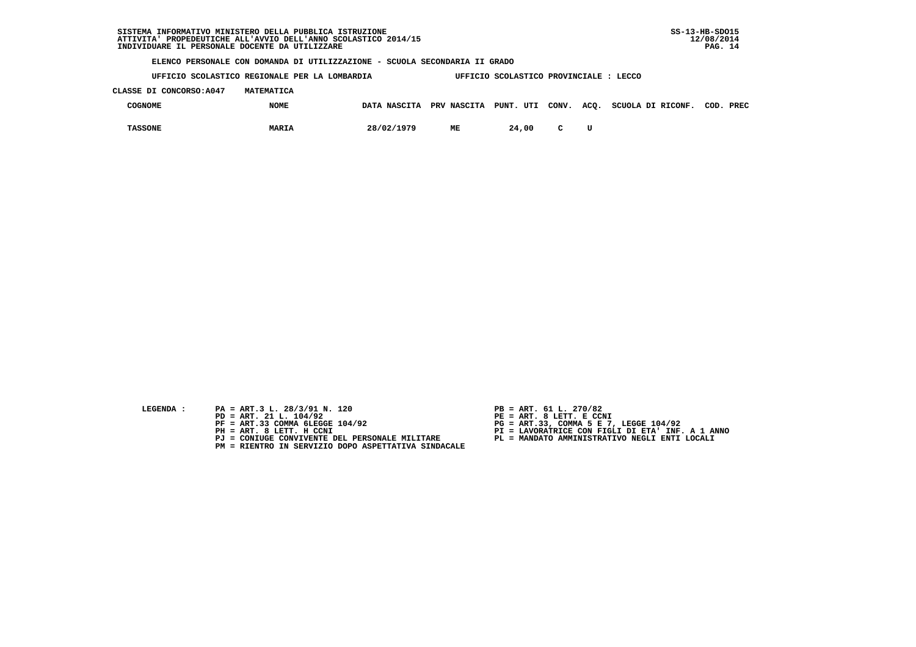SISTEMA INFORMATIVO MINISTERO DELLA PUBBLICA ISTRUZIONE
ATTIVITA' PROPEDEUTICHE ALL'AVVIO DELL'ANNO SCOLASTICO 2014/15
INDIVIDUARE IL PERSONALE DOCENTE DA UTILIZZARE

SS-13-HB-SDO15
12/08/2014

**ELENCO PERSONALE CON DOMANDA DI UTILIZZAZIONE - SCUOLA SECONDARIA II GRADO**

**UFFICIO SCOLASTICO REGIONALE PER LA LOMBARDIA** UFFICIO SCOLASTICO PROVINCIALE : LECCO

**CLASSE DI CONCORSO:A047** MATEMATICA

| COGNOME | NOME | DATA NASCITA | PRV NASCITA | PUNT. UTI | CONV. | ACQ. | SCUOLA DI RICONF. | COD. PREC |
|---|---|---|---|---|---|---|---|---|
| TASSONE | MARIA | 28/02/1979 | ME | 24,00 | C | U | | |

LEGENDA :

- PA = ART.3 L. 28/3/91 N. 120
- PB = ART. 61 L. 270/82
- PD = ART. 21 L. 104/92
- PE = ART. 8 LETT. E CCNI
- PF = ART.33 COMMA 6LEGGE 104/92
- PG = ART.33, COMMA 5 E 7, LEGGE 104/92
- PH = ART. 8 LETT. H CCNI
- PI = LAVORATRICE CON FIGLI DI ETA' INF. A 1 ANNO
- PJ = CONIUGE CONVIVENTE DEL PERSONALE MILITARE
- PL = MANDATO AMMINISTRATIVO NEGLI ENTI LOCALI
- PM = RIENTRO IN SERVIZIO DOPO ASPETTATIVA SINDACALE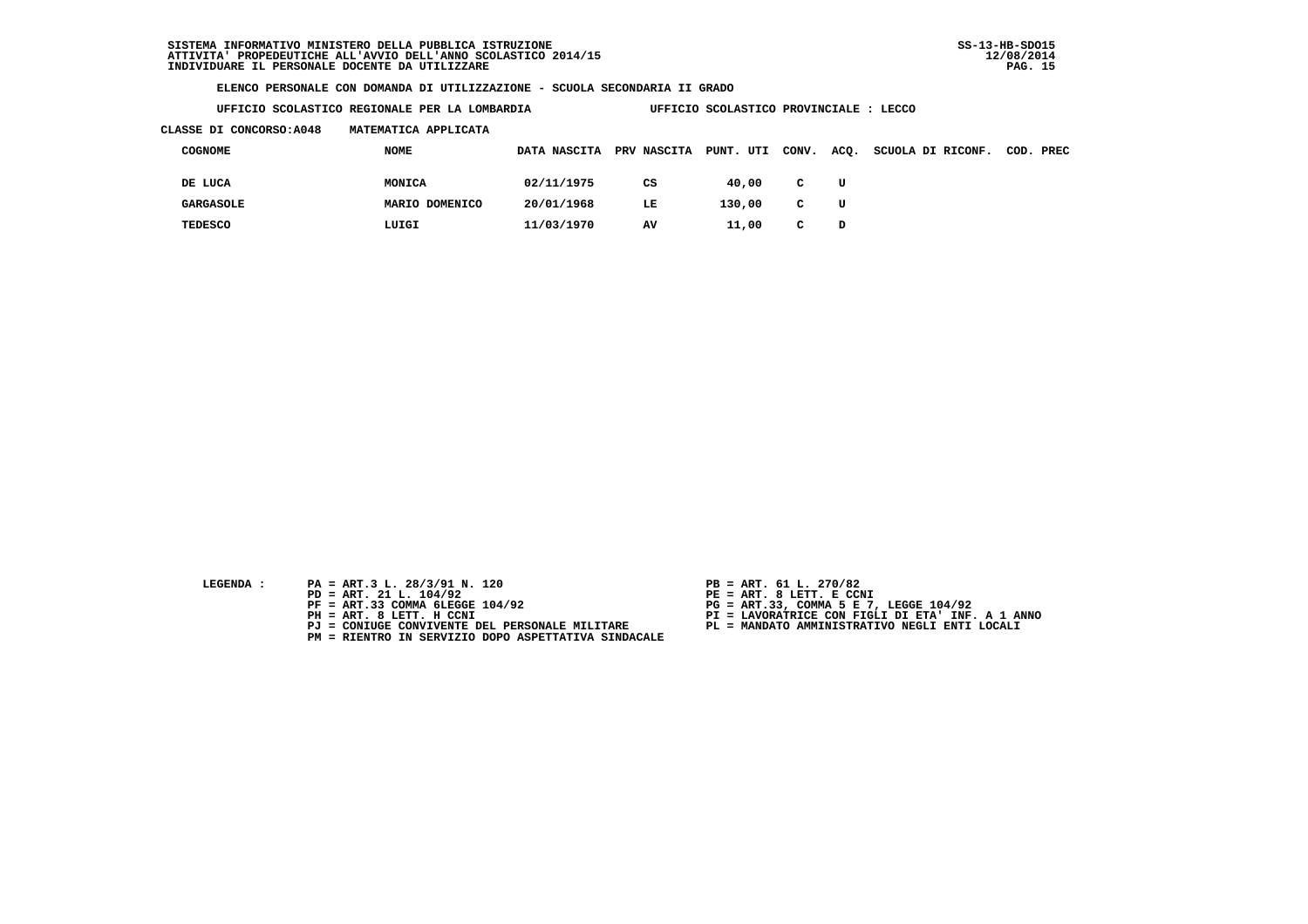SISTEMA INFORMATIVO MINISTERO DELLA PUBBLICA ISTRUZIONE
ATTIVITA' PROPEDEUTICHE ALL'AVVIO DELL'ANNO SCOLASTICO 2014/15
INDIVIDUARE IL PERSONALE DOCENTE DA UTILIZZARE

SS-13-HB-SDO15
12/08/2014

**ELENCO PERSONALE CON DOMANDA DI UTILIZZAZIONE - SCUOLA SECONDARIA II GRADO**

**UFFICIO SCOLASTICO REGIONALE PER LA LOMBARDIA** — **UFFICIO SCOLASTICO PROVINCIALE : LECCO**

**CLASSE DI CONCORSO:A048 MATEMATICA APPLICATA**

| COGNOME | NOME | DATA NASCITA | PRV NASCITA | PUNT. UTI | CONV. | ACQ. | SCUOLA DI RICONF. | COD. PREC |
|---|---|---|---|---|---|---|---|---|
| DE LUCA | MONICA | 02/11/1975 | CS | 40,00 | C | U | | |
| GARGASOLE | MARIO DOMENICO | 20/01/1968 | LE | 130,00 | C | U | | |
| TEDESCO | LUIGI | 11/03/1970 | AV | 11,00 | C | D | | |

LEGENDA :

- PA = ART.3 L. 28/3/91 N. 120
- PB = ART. 61 L. 270/82
- PD = ART. 21 L. 104/92
- PE = ART. 8 LETT. E CCNI
- PF = ART.33 COMMA 6LEGGE 104/92
- PG = ART.33, COMMA 5 E 7, LEGGE 104/92
- PH = ART. 8 LETT. H CCNI
- PI = LAVORATRICE CON FIGLI DI ETA' INF. A 1 ANNO
- PJ = CONIUGE CONVIVENTE DEL PERSONALE MILITARE
- PL = MANDATO AMMINISTRATIVO NEGLI ENTI LOCALI
- PM = RIENTRO IN SERVIZIO DOPO ASPETTATIVA SINDACALE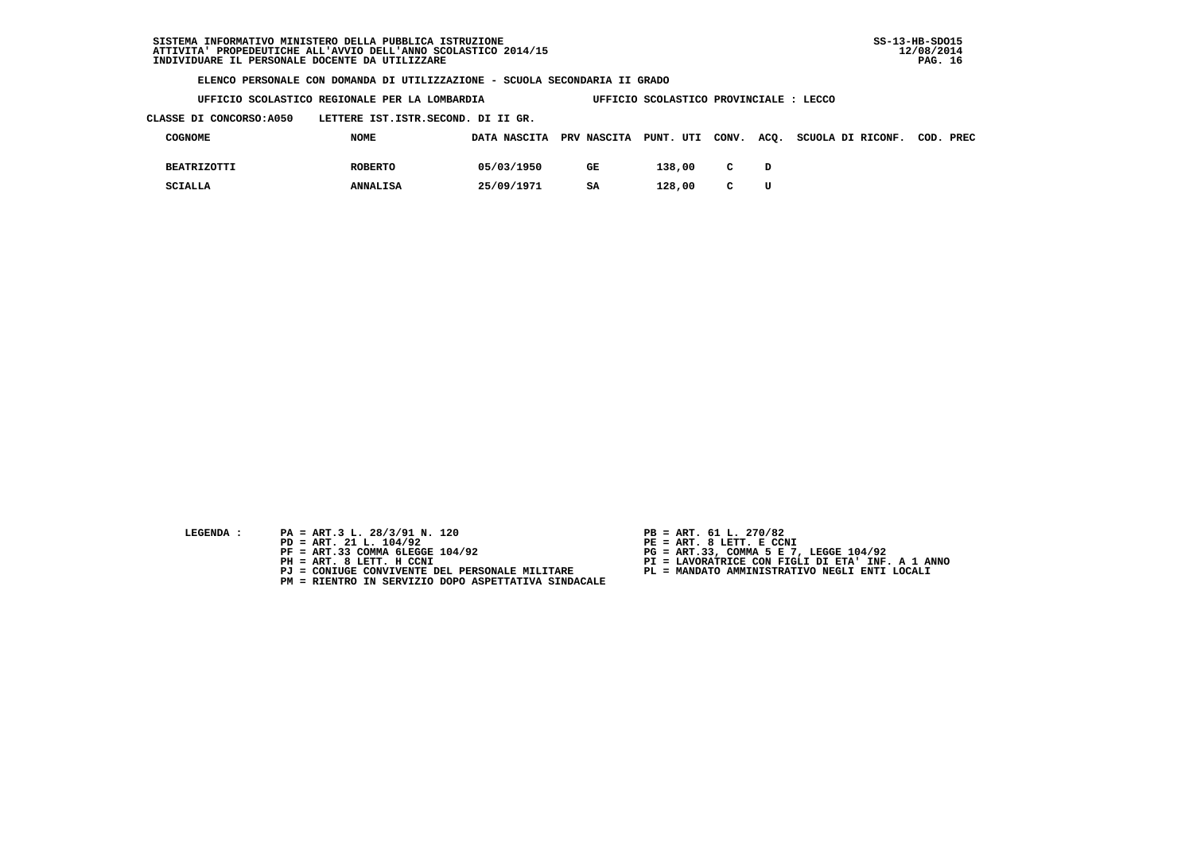SISTEMA INFORMATIVO MINISTERO DELLA PUBBLICA ISTRUZIONE
ATTIVITA' PROPEDEUTICHE ALL'AVVIO DELL'ANNO SCOLASTICO 2014/15
INDIVIDUARE IL PERSONALE DOCENTE DA UTILIZZARE

SS-13-HB-SDO15
12/08/2014

**ELENCO PERSONALE CON DOMANDA DI UTILIZZAZIONE - SCUOLA SECONDARIA II GRADO**

**UFFICIO SCOLASTICO REGIONALE PER LA LOMBARDIA** — **UFFICIO SCOLASTICO PROVINCIALE : LECCO**

**CLASSE DI CONCORSO:A050 LETTERE IST.ISTR.SECOND. DI II GR.**

| COGNOME | NOME | DATA NASCITA | PRV NASCITA | PUNT. UTI | CONV. | ACQ. | SCUOLA DI RICONF. | COD. PREC |
|---|---|---|---|---|---|---|---|---|
| BEATRIZOTTI | ROBERTO | 05/03/1950 | GE | 138,00 | C | D | | |
| SCIALLA | ANNALISA | 25/09/1971 | SA | 128,00 | C | U | | |

LEGENDA :

- PA = ART.3 L. 28/3/91 N. 120
- PB = ART. 61 L. 270/82
- PD = ART. 21 L. 104/92
- PE = ART. 8 LETT. E CCNI
- PF = ART.33 COMMA 6LEGGE 104/92
- PG = ART.33, COMMA 5 E 7, LEGGE 104/92
- PH = ART. 8 LETT. H CCNI
- PI = LAVORATRICE CON FIGLI DI ETA' INF. A 1 ANNO
- PJ = CONIUGE CONVIVENTE DEL PERSONALE MILITARE
- PL = MANDATO AMMINISTRATIVO NEGLI ENTI LOCALI
- PM = RIENTRO IN SERVIZIO DOPO ASPETTATIVA SINDACALE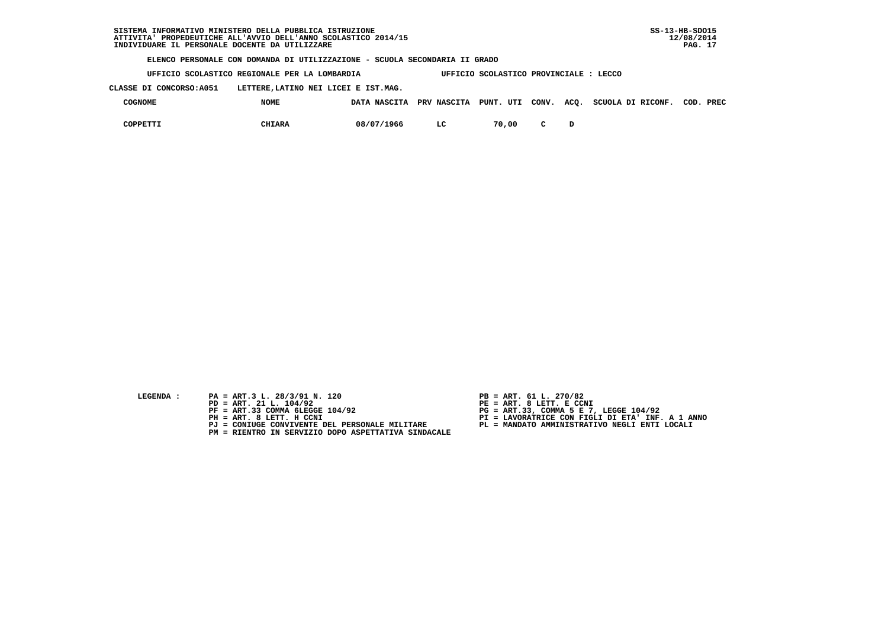SISTEMA INFORMATIVO MINISTERO DELLA PUBBLICA ISTRUZIONE
ATTIVITA' PROPEDEUTICHE ALL'AVVIO DELL'ANNO SCOLASTICO 2014/15
INDIVIDUARE IL PERSONALE DOCENTE DA UTILIZZARE

SS-13-HB-SDO15
12/08/2014

**ELENCO PERSONALE CON DOMANDA DI UTILIZZAZIONE - SCUOLA SECONDARIA II GRADO**

**UFFICIO SCOLASTICO REGIONALE PER LA LOMBARDIA** UFFICIO SCOLASTICO PROVINCIALE : LECCO

**CLASSE DI CONCORSO:A051** LETTERE,LATINO NEI LICEI E IST.MAG.

| COGNOME | NOME | DATA NASCITA | PRV NASCITA | PUNT. UTI | CONV. | ACQ. | SCUOLA DI RICONF. | COD. PREC |
|---|---|---|---|---|---|---|---|---|
| COPPETTI | CHIARA | 08/07/1966 | LC | 70,00 | C | D | | |

LEGENDA :

- PA = ART.3 L. 28/3/91 N. 120
- PB = ART. 61 L. 270/82
- PD = ART. 21 L. 104/92
- PE = ART. 8 LETT. E CCNI
- PF = ART.33 COMMA 6LEGGE 104/92
- PG = ART.33, COMMA 5 E 7, LEGGE 104/92
- PH = ART. 8 LETT. H CCNI
- PI = LAVORATRICE CON FIGLI DI ETA' INF. A 1 ANNO
- PJ = CONIUGE CONVIVENTE DEL PERSONALE MILITARE
- PL = MANDATO AMMINISTRATIVO NEGLI ENTI LOCALI
- PM = RIENTRO IN SERVIZIO DOPO ASPETTATIVA SINDACALE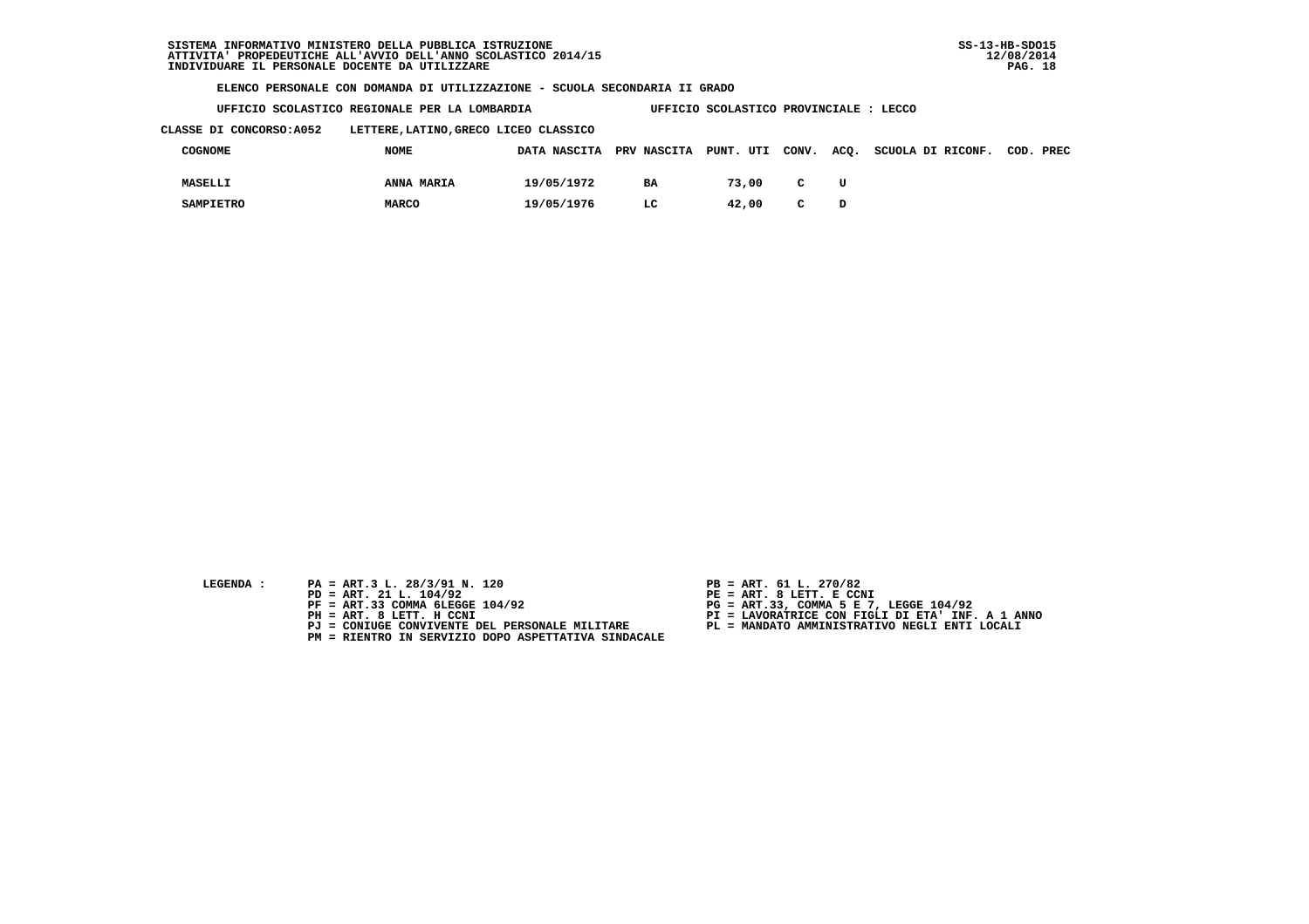SISTEMA INFORMATIVO MINISTERO DELLA PUBBLICA ISTRUZIONE
ATTIVITA' PROPEDEUTICHE ALL'AVVIO DELL'ANNO SCOLASTICO 2014/15
INDIVIDUARE IL PERSONALE DOCENTE DA UTILIZZARE

SS-13-HB-SDO15
12/08/2014

**ELENCO PERSONALE CON DOMANDA DI UTILIZZAZIONE - SCUOLA SECONDARIA II GRADO**

**UFFICIO SCOLASTICO REGIONALE PER LA LOMBARDIA** — **UFFICIO SCOLASTICO PROVINCIALE : LECCO**

**CLASSE DI CONCORSO:A052 LETTERE,LATINO,GRECO LICEO CLASSICO**

| COGNOME | NOME | DATA NASCITA | PRV NASCITA | PUNT. UTI | CONV. | ACQ. | SCUOLA DI RICONF. | COD. PREC |
|---|---|---|---|---|---|---|---|---|
| MASELLI | ANNA MARIA | 19/05/1972 | BA | 73,00 | C | U | | |
| SAMPIETRO | MARCO | 19/05/1976 | LC | 42,00 | C | D | | |

LEGENDA :

- PA = ART.3 L. 28/3/91 N. 120
- PB = ART. 61 L. 270/82
- PD = ART. 21 L. 104/92
- PE = ART. 8 LETT. E CCNI
- PF = ART.33 COMMA 6LEGGE 104/92
- PG = ART.33, COMMA 5 E 7, LEGGE 104/92
- PH = ART. 8 LETT. H CCNI
- PI = LAVORATRICE CON FIGLI DI ETA' INF. A 1 ANNO
- PJ = CONIUGE CONVIVENTE DEL PERSONALE MILITARE
- PL = MANDATO AMMINISTRATIVO NEGLI ENTI LOCALI
- PM = RIENTRO IN SERVIZIO DOPO ASPETTATIVA SINDACALE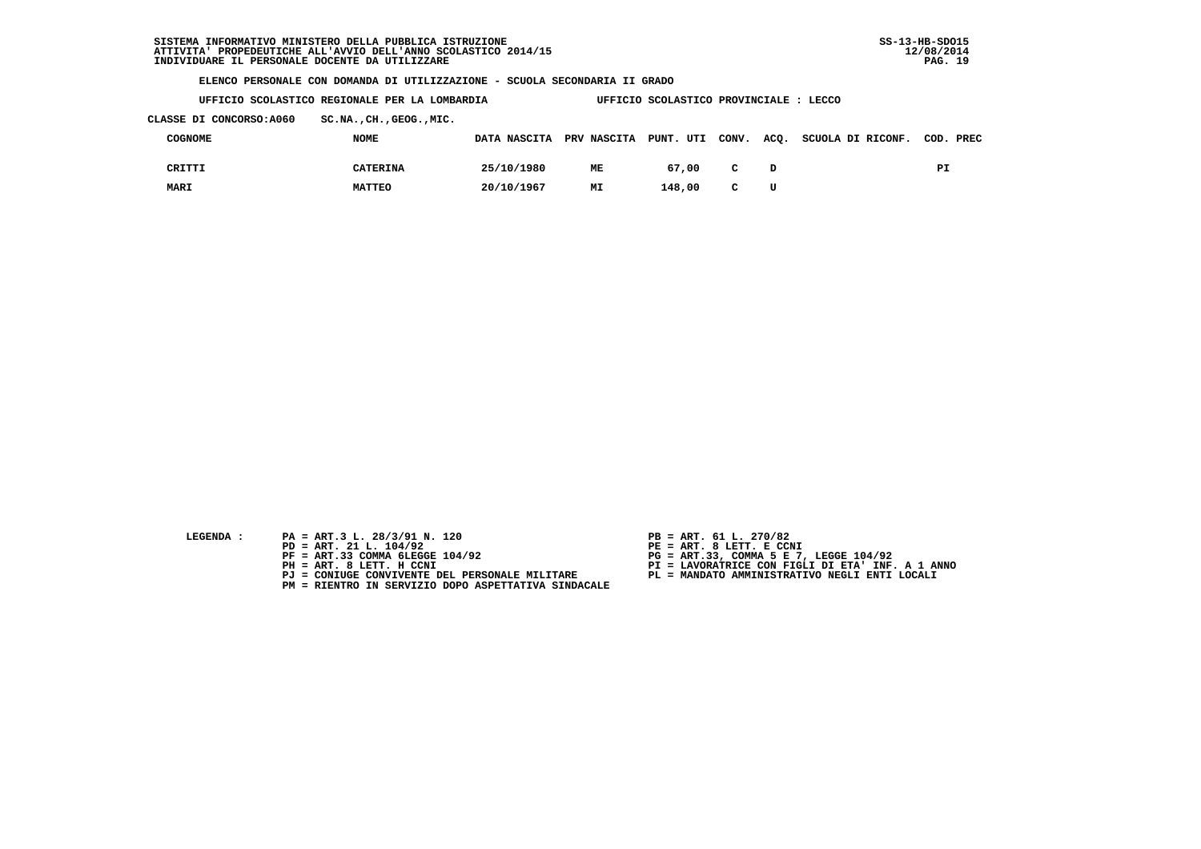SISTEMA INFORMATIVO MINISTERO DELLA PUBBLICA ISTRUZIONE
ATTIVITA' PROPEDEUTICHE ALL'AVVIO DELL'ANNO SCOLASTICO 2014/15
INDIVIDUARE IL PERSONALE DOCENTE DA UTILIZZARE

SS-13-HB-SDO15
12/08/2014

**ELENCO PERSONALE CON DOMANDA DI UTILIZZAZIONE - SCUOLA SECONDARIA II GRADO**

UFFICIO SCOLASTICO REGIONALE PER LA LOMBARDIA — UFFICIO SCOLASTICO PROVINCIALE : LECCO

CLASSE DI CONCORSO:A060 SC.NA.,CH.,GEOG.,MIC.

| COGNOME | NOME | DATA NASCITA | PRV NASCITA | PUNT. UTI | CONV. | ACQ. | SCUOLA DI RICONF. | COD. PREC |
|---|---|---|---|---|---|---|---|---|
| CRITTI | CATERINA | 25/10/1980 | ME | 67,00 | C | D | | PI |
| MARI | MATTEO | 20/10/1967 | MI | 148,00 | C | U | | |

LEGENDA :

PA = ART.3 L. 28/3/91 N. 120
PB = ART. 61 L. 270/82
PD = ART. 21 L. 104/92
PE = ART. 8 LETT. E CCNI
PF = ART.33 COMMA 6LEGGE 104/92
PG = ART.33, COMMA 5 E 7, LEGGE 104/92
PH = ART. 8 LETT. H CCNI
PI = LAVORATRICE CON FIGLI DI ETA' INF. A 1 ANNO
PJ = CONIUGE CONVIVENTE DEL PERSONALE MILITARE
PL = MANDATO AMMINISTRATIVO NEGLI ENTI LOCALI
PM = RIENTRO IN SERVIZIO DOPO ASPETTATIVA SINDACALE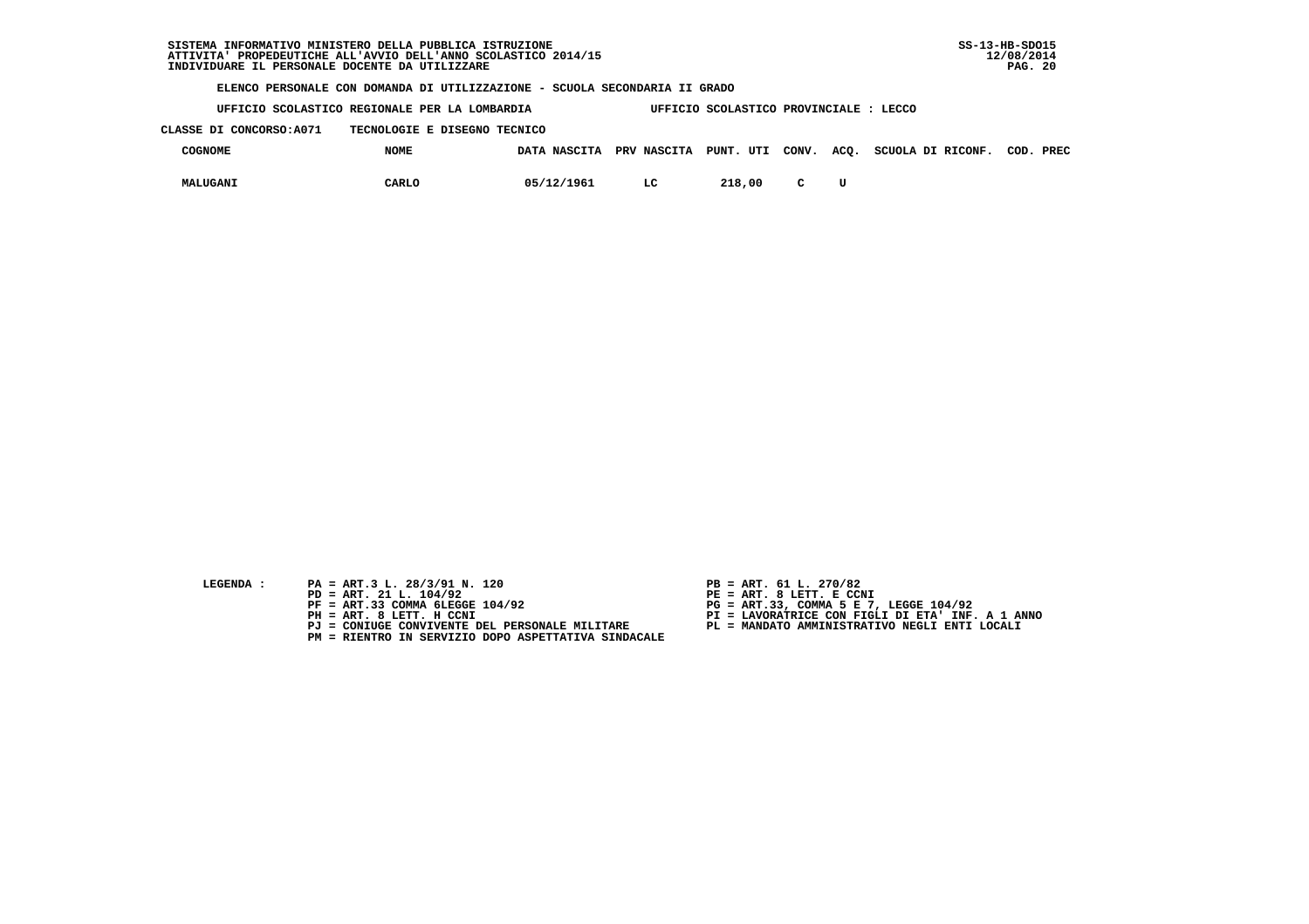SISTEMA INFORMATIVO MINISTERO DELLA PUBBLICA ISTRUZIONE
ATTIVITA' PROPEDEUTICHE ALL'AVVIO DELL'ANNO SCOLASTICO 2014/15
INDIVIDUARE IL PERSONALE DOCENTE DA UTILIZZARE

SS-13-HB-SDO15
12/08/2014

**ELENCO PERSONALE CON DOMANDA DI UTILIZZAZIONE - SCUOLA SECONDARIA II GRADO**

UFFICIO SCOLASTICO REGIONALE PER LA LOMBARDIA — UFFICIO SCOLASTICO PROVINCIALE : LECCO

CLASSE DI CONCORSO:A071 TECNOLOGIE E DISEGNO TECNICO

| COGNOME | NOME | DATA NASCITA | PRV NASCITA | PUNT. UTI | CONV. | ACQ. | SCUOLA DI RICONF. | COD. PREC |
|---|---|---|---|---|---|---|---|---|
| MALUGANI | CARLO | 05/12/1961 | LC | 218,00 | C | U | | |

LEGENDA :

- PA = ART.3 L. 28/3/91 N. 120
- PB = ART. 61 L. 270/82
- PD = ART. 21 L. 104/92
- PE = ART. 8 LETT. E CCNI
- PF = ART.33 COMMA 6LEGGE 104/92
- PG = ART.33, COMMA 5 E 7, LEGGE 104/92
- PH = ART. 8 LETT. H CCNI
- PI = LAVORATRICE CON FIGLI DI ETA' INF. A 1 ANNO
- PJ = CONIUGE CONVIVENTE DEL PERSONALE MILITARE
- PL = MANDATO AMMINISTRATIVO NEGLI ENTI LOCALI
- PM = RIENTRO IN SERVIZIO DOPO ASPETTATIVA SINDACALE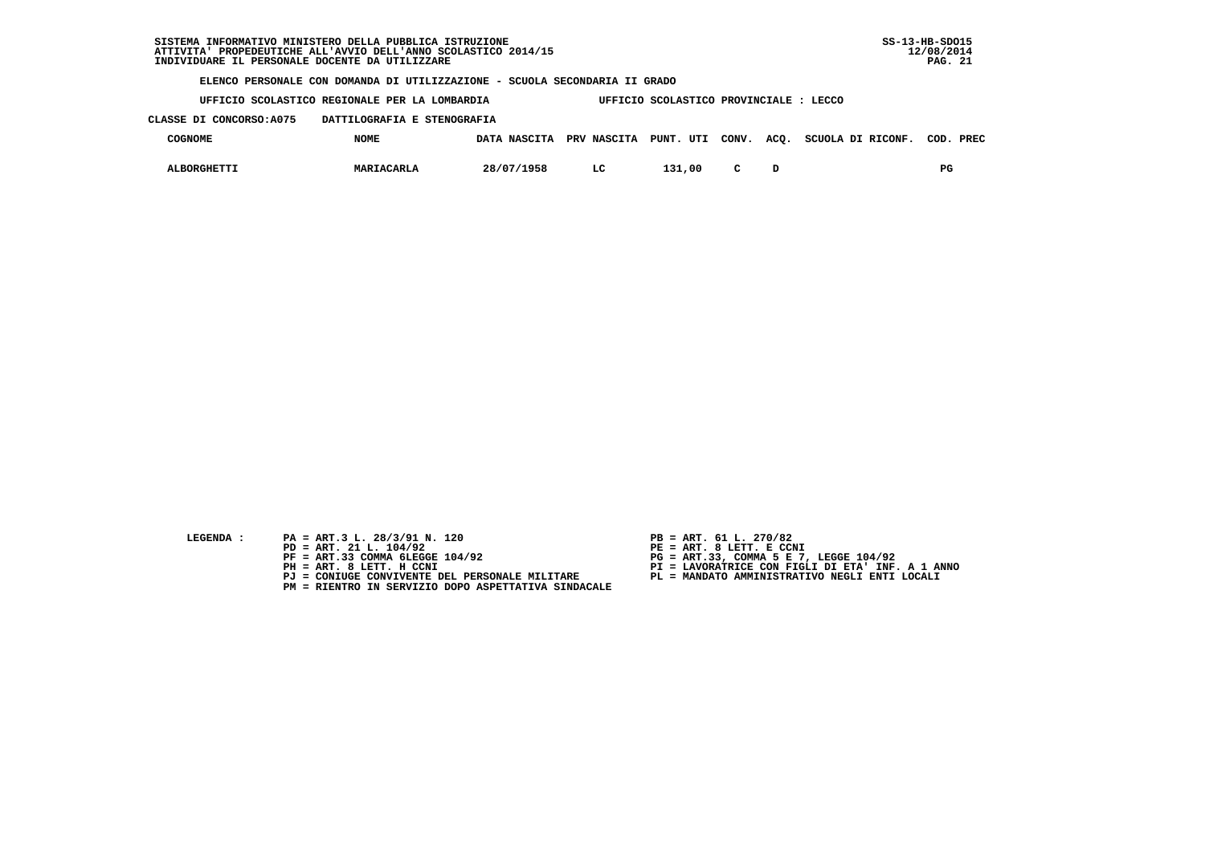SISTEMA INFORMATIVO MINISTERO DELLA PUBBLICA ISTRUZIONE
ATTIVITA' PROPEDEUTICHE ALL'AVVIO DELL'ANNO SCOLASTICO 2014/15
INDIVIDUARE IL PERSONALE DOCENTE DA UTILIZZARE

SS-13-HB-SDO15
12/08/2014

**ELENCO PERSONALE CON DOMANDA DI UTILIZZAZIONE - SCUOLA SECONDARIA II GRADO**

UFFICIO SCOLASTICO REGIONALE PER LA LOMBARDIA     UFFICIO SCOLASTICO PROVINCIALE : LECCO

CLASSE DI CONCORSO:A075     DATTILOGRAFIA E STENOGRAFIA

| COGNOME | NOME | DATA NASCITA | PRV NASCITA | PUNT. UTI | CONV. | ACQ. | SCUOLA DI RICONF. | COD. PREC |
|---|---|---|---|---|---|---|---|---|
| ALBORGHETTI | MARIACARLA | 28/07/1958 | LC | 131,00 | C | D | | PG |

LEGENDA :

- PA = ART.3 L. 28/3/91 N. 120
- PB = ART. 61 L. 270/82
- PD = ART. 21 L. 104/92
- PE = ART. 8 LETT. E CCNI
- PF = ART.33 COMMA 6LEGGE 104/92
- PG = ART.33, COMMA 5 E 7, LEGGE 104/92
- PH = ART. 8 LETT. H CCNI
- PI = LAVORATRICE CON FIGLI DI ETA' INF. A 1 ANNO
- PJ = CONIUGE CONVIVENTE DEL PERSONALE MILITARE
- PL = MANDATO AMMINISTRATIVO NEGLI ENTI LOCALI
- PM = RIENTRO IN SERVIZIO DOPO ASPETTATIVA SINDACALE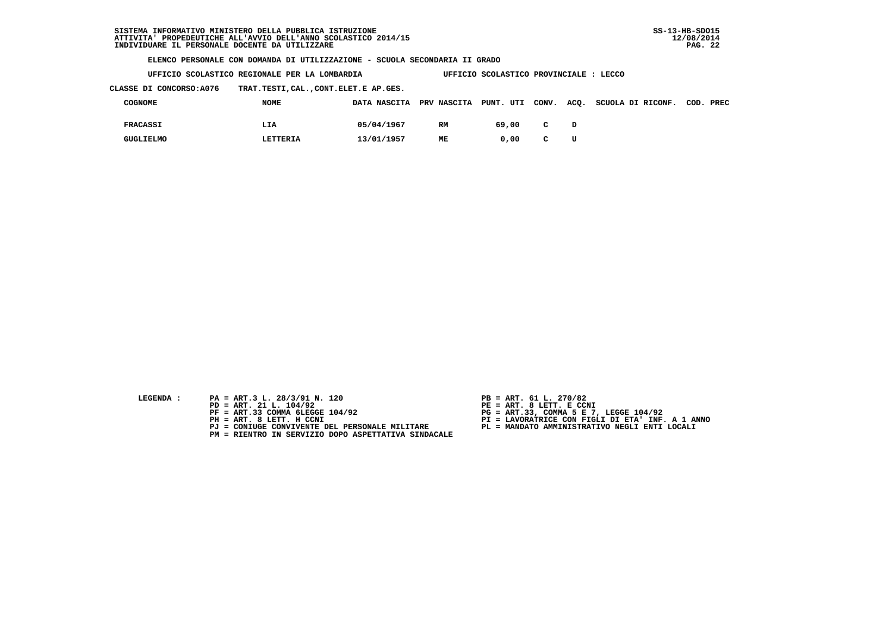ELENCO PERSONALE CON DOMANDA DI UTILIZZAZIONE - SCUOLA SECONDARIA II GRADO

UFFICIO SCOLASTICO REGIONALE PER LA LOMBARDIA UFFICIO SCOLASTICO PROVINCIALE : LECCO

CLASSE DI CONCORSO:A076 TRAT.TESTI,CAL.,CONT.ELET.E AP.GES.

| COGNOME | NOME | DATA NASCITA | PRV NASCITA | PUNT. UTI | CONV. | ACQ. | SCUOLA DI RICONF. | COD. PREC |
|---|---|---|---|---|---|---|---|---|
| FRACASSI | LIA | 05/04/1967 | RM | 69,00 | C | D | | |
| GUGLIELMO | LETTERIA | 13/01/1957 | ME | 0,00 | C | U | | |

LEGENDA :

PA = ART.3 L. 28/3/91 N. 120
PB = ART. 61 L. 270/82
PD = ART. 21 L. 104/92
PE = ART. 8 LETT. E CCNI
PF = ART.33 COMMA 6LEGGE 104/92
PG = ART.33, COMMA 5 E 7, LEGGE 104/92
PH = ART. 8 LETT. H CCNI
PI = LAVORATRICE CON FIGLI DI ETA' INF. A 1 ANNO
PJ = CONIUGE CONVIVENTE DEL PERSONALE MILITARE
PL = MANDATO AMMINISTRATIVO NEGLI ENTI LOCALI
PM = RIENTRO IN SERVIZIO DOPO ASPETTATIVA SINDACALE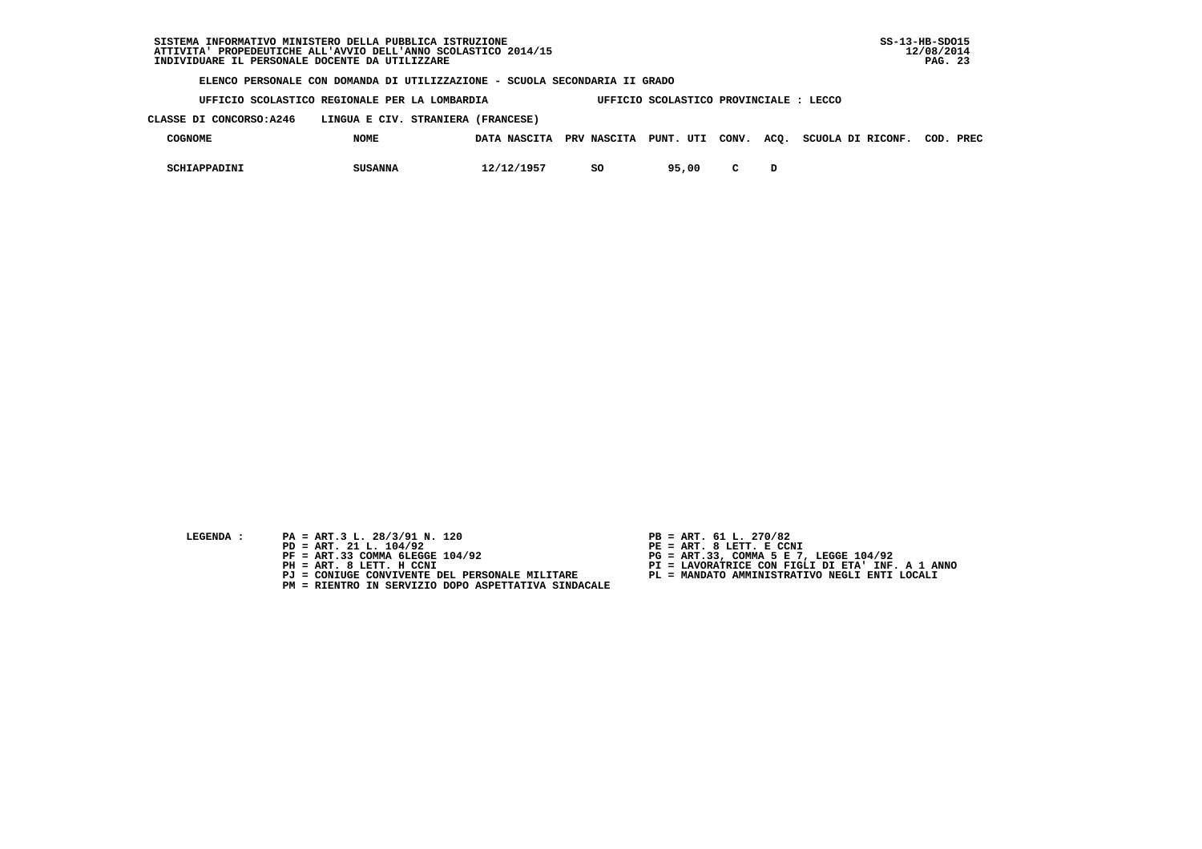SISTEMA INFORMATIVO MINISTERO DELLA PUBBLICA ISTRUZIONE
ATTIVITA' PROPEDEUTICHE ALL'AVVIO DELL'ANNO SCOLASTICO 2014/15
INDIVIDUARE IL PERSONALE DOCENTE DA UTILIZZARE

SS-13-HB-SDO15
12/08/2014

**ELENCO PERSONALE CON DOMANDA DI UTILIZZAZIONE - SCUOLA SECONDARIA II GRADO**

UFFICIO SCOLASTICO REGIONALE PER LA LOMBARDIA — UFFICIO SCOLASTICO PROVINCIALE : LECCO

CLASSE DI CONCORSO:A246 LINGUA E CIV. STRANIERA (FRANCESE)

| COGNOME | NOME | DATA NASCITA | PRV NASCITA | PUNT. UTI | CONV. | ACQ. | SCUOLA DI RICONF. | COD. PREC |
|---|---|---|---|---|---|---|---|---|
| SCHIAPPADINI | SUSANNA | 12/12/1957 | SO | 95,00 | C | D | | |

LEGENDA :

- PA = ART.3 L. 28/3/91 N. 120
- PB = ART. 61 L. 270/82
- PD = ART. 21 L. 104/92
- PE = ART. 8 LETT. E CCNI
- PF = ART.33 COMMA 6LEGGE 104/92
- PG = ART.33, COMMA 5 E 7, LEGGE 104/92
- PH = ART. 8 LETT. H CCNI
- PI = LAVORATRICE CON FIGLI DI ETA' INF. A 1 ANNO
- PJ = CONIUGE CONVIVENTE DEL PERSONALE MILITARE
- PL = MANDATO AMMINISTRATIVO NEGLI ENTI LOCALI
- PM = RIENTRO IN SERVIZIO DOPO ASPETTATIVA SINDACALE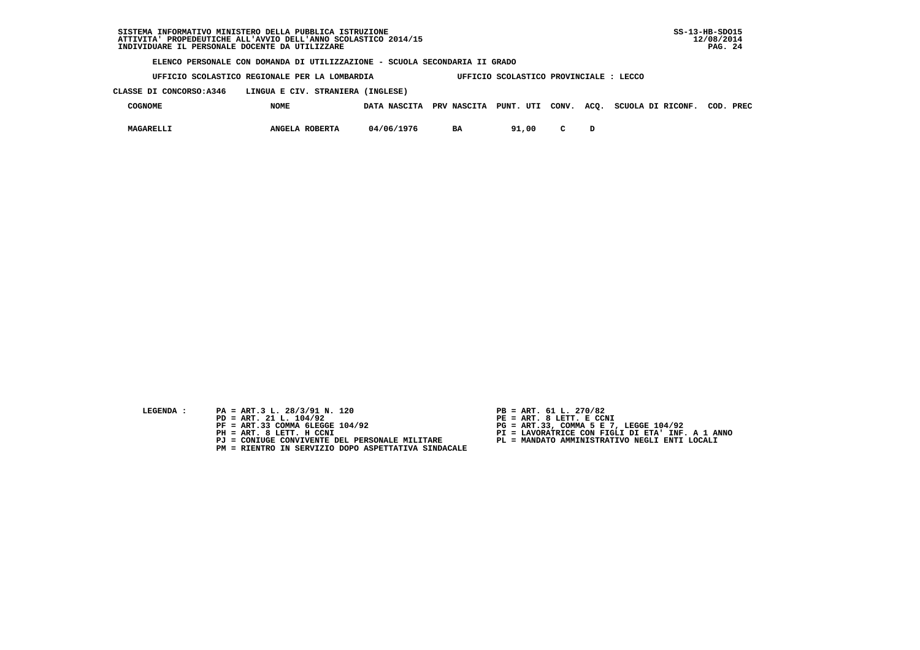SISTEMA INFORMATIVO MINISTERO DELLA PUBBLICA ISTRUZIONE
ATTIVITA' PROPEDEUTICHE ALL'AVVIO DELL'ANNO SCOLASTICO 2014/15
INDIVIDUARE IL PERSONALE DOCENTE DA UTILIZZARE

SS-13-HB-SDO15
12/08/2014

**ELENCO PERSONALE CON DOMANDA DI UTILIZZAZIONE - SCUOLA SECONDARIA II GRADO**

UFFICIO SCOLASTICO REGIONALE PER LA LOMBARDIA — UFFICIO SCOLASTICO PROVINCIALE : LECCO

CLASSE DI CONCORSO:A346 LINGUA E CIV. STRANIERA (INGLESE)

| COGNOME | NOME | DATA NASCITA | PRV NASCITA | PUNT. UTI | CONV. | ACQ. | SCUOLA DI RICONF. | COD. PREC |
|---|---|---|---|---|---|---|---|---|
| MAGARELLI | ANGELA ROBERTA | 04/06/1976 | BA | 91,00 | C | D | | |

LEGENDA :

- PA = ART.3 L. 28/3/91 N. 120
- PB = ART. 61 L. 270/82
- PD = ART. 21 L. 104/92
- PE = ART. 8 LETT. E CCNI
- PF = ART.33 COMMA 6LEGGE 104/92
- PG = ART.33, COMMA 5 E 7, LEGGE 104/92
- PH = ART. 8 LETT. H CCNI
- PI = LAVORATRICE CON FIGLI DI ETA' INF. A 1 ANNO
- PJ = CONIUGE CONVIVENTE DEL PERSONALE MILITARE
- PL = MANDATO AMMINISTRATIVO NEGLI ENTI LOCALI
- PM = RIENTRO IN SERVIZIO DOPO ASPETTATIVA SINDACALE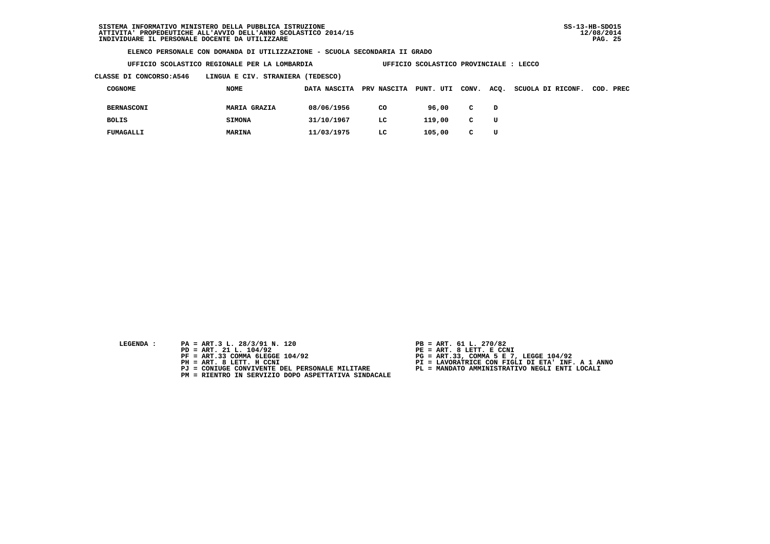SISTEMA INFORMATIVO MINISTERO DELLA PUBBLICA ISTRUZIONE
ATTIVITA' PROPEDEUTICHE ALL'AVVIO DELL'ANNO SCOLASTICO 2014/15
INDIVIDUARE IL PERSONALE DOCENTE DA UTILIZZARE

SS-13-HB-SDO15
12/08/2014

**ELENCO PERSONALE CON DOMANDA DI UTILIZZAZIONE - SCUOLA SECONDARIA II GRADO**

**UFFICIO SCOLASTICO REGIONALE PER LA LOMBARDIA** — **UFFICIO SCOLASTICO PROVINCIALE : LECCO**

**CLASSE DI CONCORSO:A546 — LINGUA E CIV. STRANIERA (TEDESCO)**

| COGNOME | NOME | DATA NASCITA | PRV NASCITA | PUNT. UTI | CONV. | ACQ. | SCUOLA DI RICONF. | COD. PREC |
|---|---|---|---|---|---|---|---|---|
| BERNASCONI | MARIA GRAZIA | 08/06/1956 | CO | 96,00 | C | D | | |
| BOLIS | SIMONA | 31/10/1967 | LC | 119,00 | C | U | | |
| FUMAGALLI | MARINA | 11/03/1975 | LC | 105,00 | C | U | | |

LEGENDA :

- PA = ART.3 L. 28/3/91 N. 120
- PB = ART. 61 L. 270/82
- PD = ART. 21 L. 104/92
- PE = ART. 8 LETT. E CCNI
- PF = ART.33 COMMA 6LEGGE 104/92
- PG = ART.33, COMMA 5 E 7, LEGGE 104/92
- PH = ART. 8 LETT. H CCNI
- PI = LAVORATRICE CON FIGLI DI ETA' INF. A 1 ANNO
- PJ = CONIUGE CONVIVENTE DEL PERSONALE MILITARE
- PL = MANDATO AMMINISTRATIVO NEGLI ENTI LOCALI
- PM = RIENTRO IN SERVIZIO DOPO ASPETTATIVA SINDACALE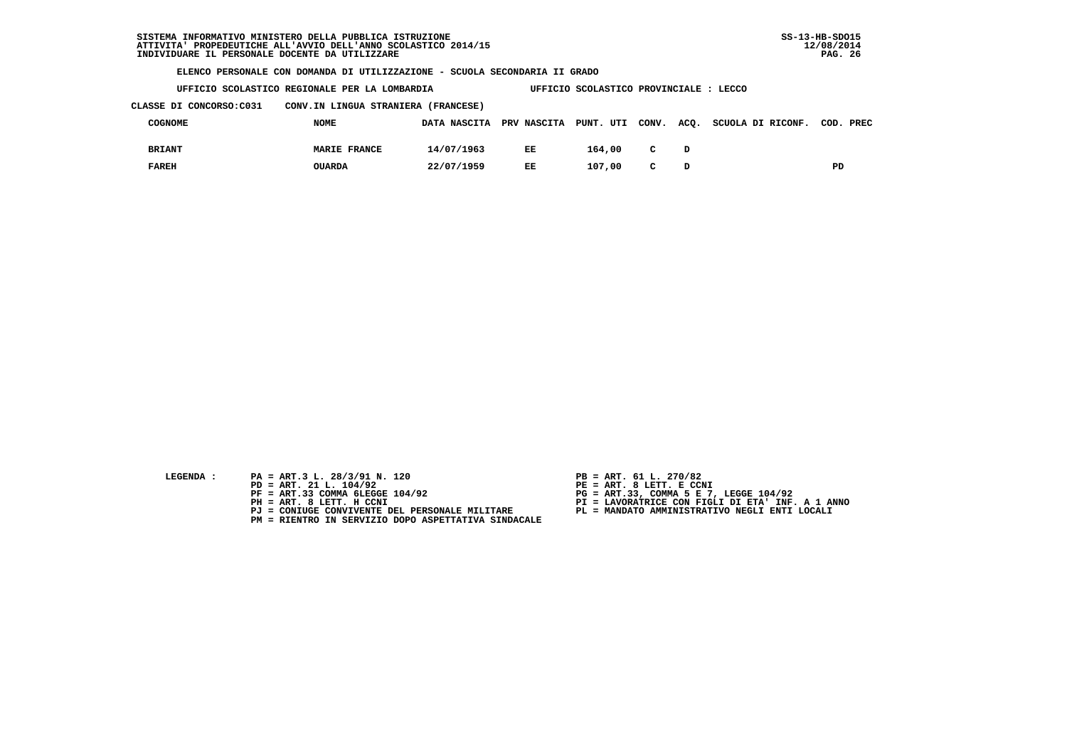SISTEMA INFORMATIVO MINISTERO DELLA PUBBLICA ISTRUZIONE
ATTIVITA' PROPEDEUTICHE ALL'AVVIO DELL'ANNO SCOLASTICO 2014/15
INDIVIDUARE IL PERSONALE DOCENTE DA UTILIZZARE

SS-13-HB-SDO15
12/08/2014

**ELENCO PERSONALE CON DOMANDA DI UTILIZZAZIONE - SCUOLA SECONDARIA II GRADO**

**UFFICIO SCOLASTICO REGIONALE PER LA LOMBARDIA** — **UFFICIO SCOLASTICO PROVINCIALE : LECCO**

**CLASSE DI CONCORSO:C031 — CONV.IN LINGUA STRANIERA (FRANCESE)**

| COGNOME | NOME | DATA NASCITA | PRV NASCITA | PUNT. UTI | CONV. | ACQ. | SCUOLA DI RICONF. | COD. PREC |
|---|---|---|---|---|---|---|---|---|
| BRIANT | MARIE FRANCE | 14/07/1963 | EE | 164,00 | C | D | | |
| FAREH | OUARDA | 22/07/1959 | EE | 107,00 | C | D | | PD |

LEGENDA :

- PA = ART.3 L. 28/3/91 N. 120
- PB = ART. 61 L. 270/82
- PD = ART. 21 L. 104/92
- PE = ART. 8 LETT. E CCNI
- PF = ART.33 COMMA 6LEGGE 104/92
- PG = ART.33, COMMA 5 E 7, LEGGE 104/92
- PH = ART. 8 LETT. H CCNI
- PI = LAVORATRICE CON FIGLI DI ETA' INF. A 1 ANNO
- PJ = CONIUGE CONVIVENTE DEL PERSONALE MILITARE
- PL = MANDATO AMMINISTRATIVO NEGLI ENTI LOCALI
- PM = RIENTRO IN SERVIZIO DOPO ASPETTATIVA SINDACALE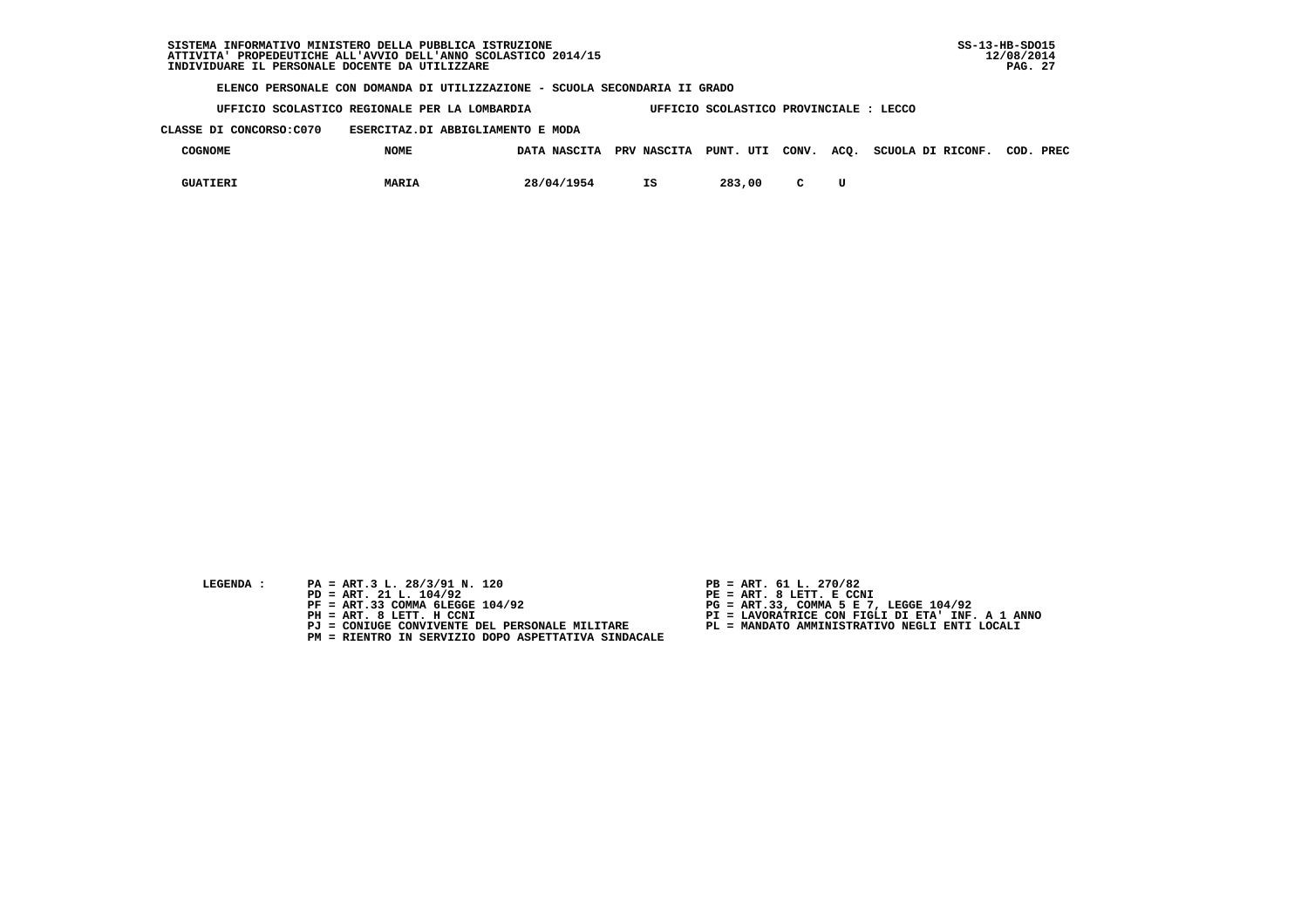ELENCO PERSONALE CON DOMANDA DI UTILIZZAZIONE - SCUOLA SECONDARIA II GRADO

UFFICIO SCOLASTICO REGIONALE PER LA LOMBARDIA — UFFICIO SCOLASTICO PROVINCIALE : LECCO

CLASSE DI CONCORSO:C070 ESERCITAZ.DI ABBIGLIAMENTO E MODA

| COGNOME | NOME | DATA NASCITA | PRV NASCITA | PUNT. UTI | CONV. | ACQ. | SCUOLA DI RICONF. | COD. PREC |
|---|---|---|---|---|---|---|---|---|
| GUATIERI | MARIA | 28/04/1954 | IS | 283,00 | C | U | | |

LEGENDA :

- PA = ART.3 L. 28/3/91 N. 120
- PB = ART. 61 L. 270/82
- PD = ART. 21 L. 104/92
- PE = ART. 8 LETT. E CCNI
- PF = ART.33 COMMA 6LEGGE 104/92
- PG = ART.33, COMMA 5 E 7, LEGGE 104/92
- PH = ART. 8 LETT. H CCNI
- PI = LAVORATRICE CON FIGLI DI ETA' INF. A 1 ANNO
- PJ = CONIUGE CONVIVENTE DEL PERSONALE MILITARE
- PL = MANDATO AMMINISTRATIVO NEGLI ENTI LOCALI
- PM = RIENTRO IN SERVIZIO DOPO ASPETTATIVA SINDACALE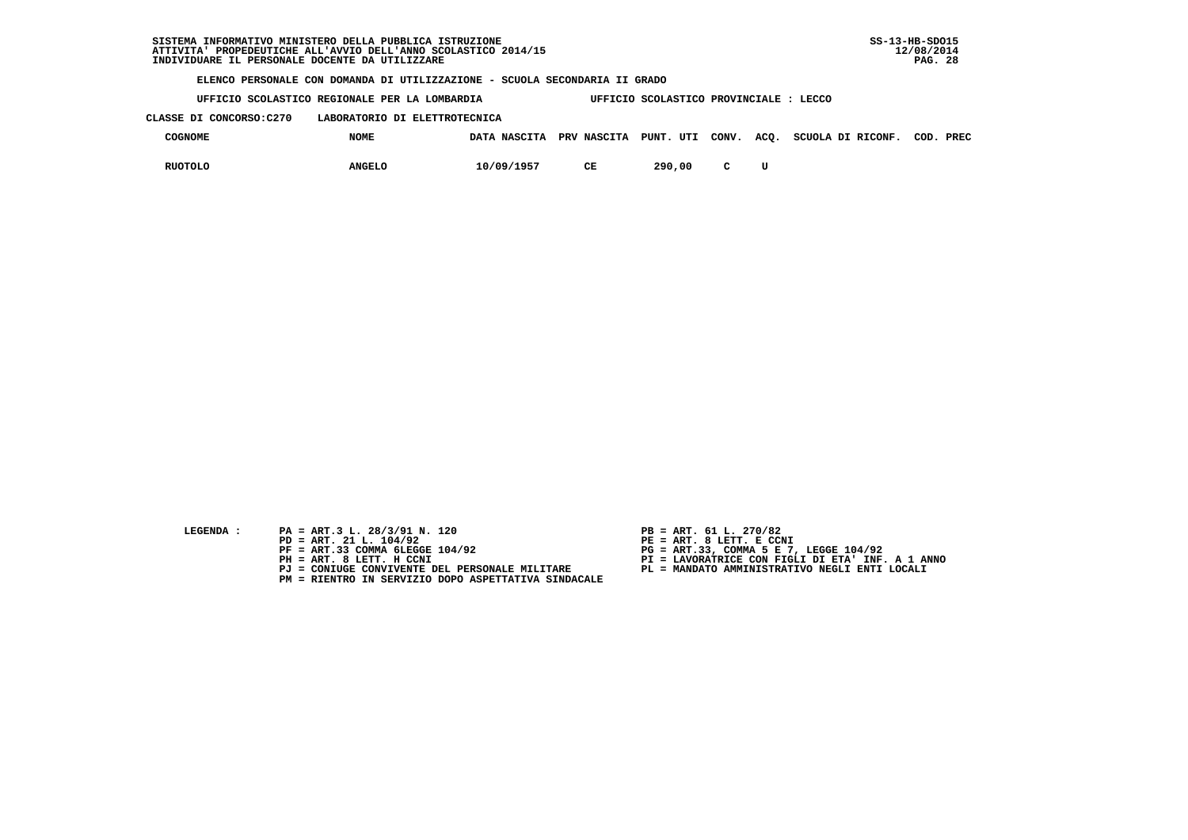ELENCO PERSONALE CON DOMANDA DI UTILIZZAZIONE - SCUOLA SECONDARIA II GRADO

UFFICIO SCOLASTICO REGIONALE PER LA LOMBARDIA     UFFICIO SCOLASTICO PROVINCIALE : LECCO

CLASSE DI CONCORSO:C270     LABORATORIO DI ELETTROTECNICA

| COGNOME | NOME | DATA NASCITA | PRV NASCITA | PUNT. UTI | CONV. | ACQ. | SCUOLA DI RICONF. | COD. PREC |
|---|---|---|---|---|---|---|---|---|
| RUOTOLO | ANGELO | 10/09/1957 | CE | 290,00 | C | U | | |

LEGENDA :

- PA = ART.3 L. 28/3/91 N. 120
- PB = ART. 61 L. 270/82
- PD = ART. 21 L. 104/92
- PE = ART. 8 LETT. E CCNI
- PF = ART.33 COMMA 6LEGGE 104/92
- PG = ART.33, COMMA 5 E 7, LEGGE 104/92
- PH = ART. 8 LETT. H CCNI
- PI = LAVORATRICE CON FIGLI DI ETA' INF. A 1 ANNO
- PJ = CONIUGE CONVIVENTE DEL PERSONALE MILITARE
- PL = MANDATO AMMINISTRATIVO NEGLI ENTI LOCALI
- PM = RIENTRO IN SERVIZIO DOPO ASPETTATIVA SINDACALE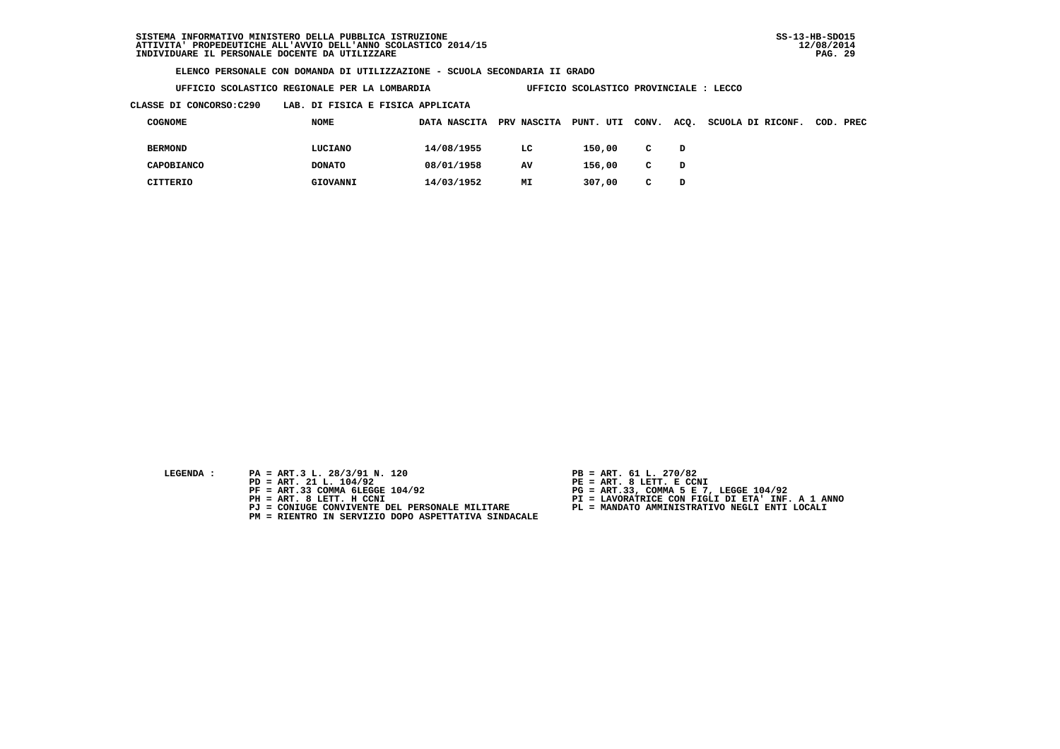SISTEMA INFORMATIVO MINISTERO DELLA PUBBLICA ISTRUZIONE
ATTIVITA' PROPEDEUTICHE ALL'AVVIO DELL'ANNO SCOLASTICO 2014/15
INDIVIDUARE IL PERSONALE DOCENTE DA UTILIZZARE

SS-13-HB-SDO15
12/08/2014

**ELENCO PERSONALE CON DOMANDA DI UTILIZZAZIONE - SCUOLA SECONDARIA II GRADO**

**UFFICIO SCOLASTICO REGIONALE PER LA LOMBARDIA** — **UFFICIO SCOLASTICO PROVINCIALE : LECCO**

**CLASSE DI CONCORSO:C290 LAB. DI FISICA E FISICA APPLICATA**

| COGNOME | NOME | DATA NASCITA | PRV NASCITA | PUNT. UTI | CONV. | ACQ. | SCUOLA DI RICONF. | COD. PREC |
|---|---|---|---|---|---|---|---|---|
| BERMOND | LUCIANO | 14/08/1955 | LC | 150,00 | C | D | | |
| CAPOBIANCO | DONATO | 08/01/1958 | AV | 156,00 | C | D | | |
| CITTERIO | GIOVANNI | 14/03/1952 | MI | 307,00 | C | D | | |

LEGENDA :

- PA = ART.3 L. 28/3/91 N. 120
- PB = ART. 61 L. 270/82
- PD = ART. 21 L. 104/92
- PE = ART. 8 LETT. E CCNI
- PF = ART.33 COMMA 6LEGGE 104/92
- PG = ART.33, COMMA 5 E 7, LEGGE 104/92
- PH = ART. 8 LETT. H CCNI
- PI = LAVORATRICE CON FIGLI DI ETA' INF. A 1 ANNO
- PJ = CONIUGE CONVIVENTE DEL PERSONALE MILITARE
- PL = MANDATO AMMINISTRATIVO NEGLI ENTI LOCALI
- PM = RIENTRO IN SERVIZIO DOPO ASPETTATIVA SINDACALE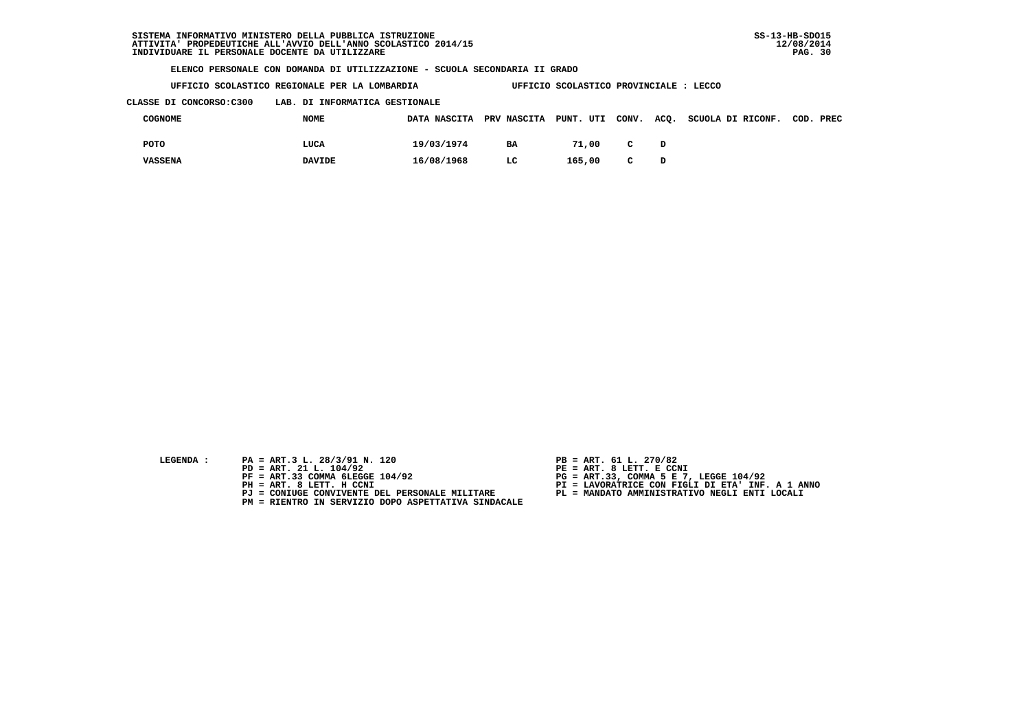SISTEMA INFORMATIVO MINISTERO DELLA PUBBLICA ISTRUZIONE
ATTIVITA' PROPEDEUTICHE ALL'AVVIO DELL'ANNO SCOLASTICO 2014/15
INDIVIDUARE IL PERSONALE DOCENTE DA UTILIZZARE

SS-13-HB-SDO15
12/08/2014

**ELENCO PERSONALE CON DOMANDA DI UTILIZZAZIONE - SCUOLA SECONDARIA II GRADO**

**UFFICIO SCOLASTICO REGIONALE PER LA LOMBARDIA** — **UFFICIO SCOLASTICO PROVINCIALE : LECCO**

**CLASSE DI CONCORSO:C300 LAB. DI INFORMATICA GESTIONALE**

| COGNOME | NOME | DATA NASCITA | PRV NASCITA | PUNT. UTI | CONV. | ACQ. | SCUOLA DI RICONF. | COD. PREC |
|---|---|---|---|---|---|---|---|---|
| POTO | LUCA | 19/03/1974 | BA | 71,00 | C | D | | |
| VASSENA | DAVIDE | 16/08/1968 | LC | 165,00 | C | D | | |

LEGENDA :

- PA = ART.3 L. 28/3/91 N. 120
- PB = ART. 61 L. 270/82
- PD = ART. 21 L. 104/92
- PE = ART. 8 LETT. E CCNI
- PF = ART.33 COMMA 6LEGGE 104/92
- PG = ART.33, COMMA 5 E 7, LEGGE 104/92
- PH = ART. 8 LETT. H CCNI
- PI = LAVORATRICE CON FIGLI DI ETA' INF. A 1 ANNO
- PJ = CONIUGE CONVIVENTE DEL PERSONALE MILITARE
- PL = MANDATO AMMINISTRATIVO NEGLI ENTI LOCALI
- PM = RIENTRO IN SERVIZIO DOPO ASPETTATIVA SINDACALE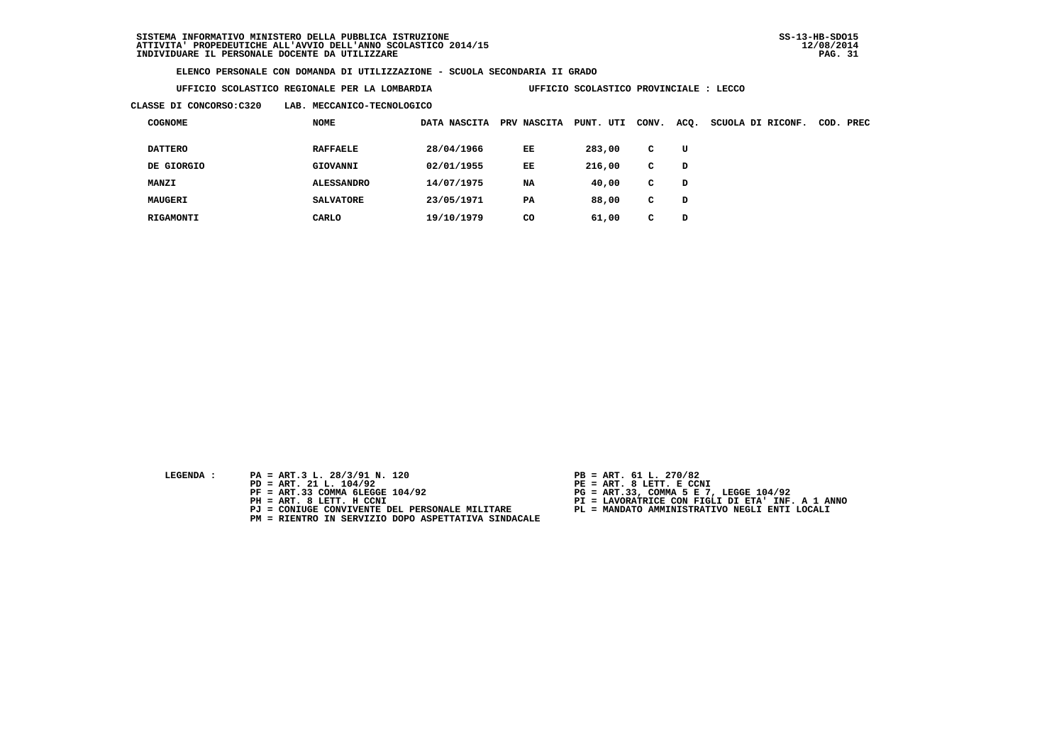SISTEMA INFORMATIVO MINISTERO DELLA PUBBLICA ISTRUZIONE
ATTIVITA' PROPEDEUTICHE ALL'AVVIO DELL'ANNO SCOLASTICO 2014/15
INDIVIDUARE IL PERSONALE DOCENTE DA UTILIZZARE

SS-13-HB-SDO15
12/08/2014

**ELENCO PERSONALE CON DOMANDA DI UTILIZZAZIONE - SCUOLA SECONDARIA II GRADO**

**UFFICIO SCOLASTICO REGIONALE PER LA LOMBARDIA** — **UFFICIO SCOLASTICO PROVINCIALE : LECCO**

**CLASSE DI CONCORSO:C320 LAB. MECCANICO-TECNOLOGICO**

| COGNOME | NOME | DATA NASCITA | PRV NASCITA | PUNT. UTI | CONV. | ACQ. | SCUOLA DI RICONF. | COD. PREC |
|---|---|---|---|---|---|---|---|---|
| DATTERO | RAFFAELE | 28/04/1966 | EE | 283,00 | C | U | | |
| DE GIORGIO | GIOVANNI | 02/01/1955 | EE | 216,00 | C | D | | |
| MANZI | ALESSANDRO | 14/07/1975 | NA | 40,00 | C | D | | |
| MAUGERI | SALVATORE | 23/05/1971 | PA | 88,00 | C | D | | |
| RIGAMONTI | CARLO | 19/10/1979 | CO | 61,00 | C | D | | |

LEGENDA :

- PA = ART.3 L. 28/3/91 N. 120
- PB = ART. 61 L. 270/82
- PD = ART. 21 L. 104/92
- PE = ART. 8 LETT. E CCNI
- PF = ART.33 COMMA 6LEGGE 104/92
- PG = ART.33, COMMA 5 E 7, LEGGE 104/92
- PH = ART. 8 LETT. H CCNI
- PI = LAVORATRICE CON FIGLI DI ETA' INF. A 1 ANNO
- PJ = CONIUGE CONVIVENTE DEL PERSONALE MILITARE
- PL = MANDATO AMMINISTRATIVO NEGLI ENTI LOCALI
- PM = RIENTRO IN SERVIZIO DOPO ASPETTATIVA SINDACALE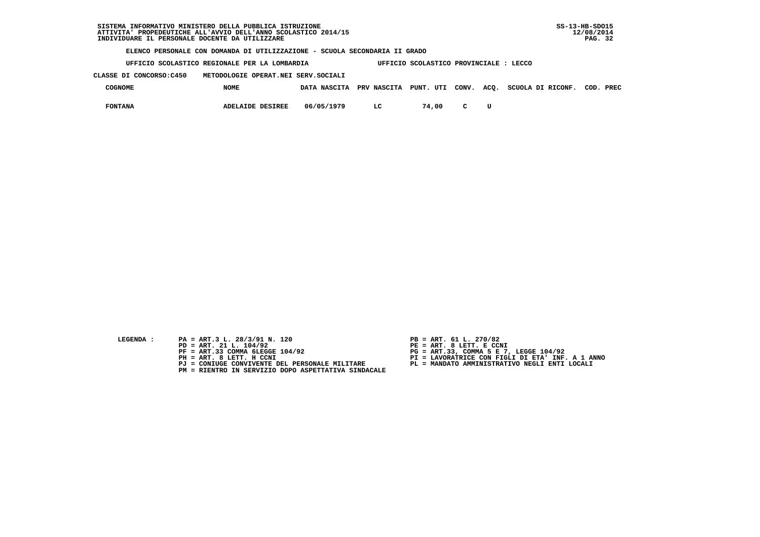SISTEMA INFORMATIVO MINISTERO DELLA PUBBLICA ISTRUZIONE
ATTIVITA' PROPEDEUTICHE ALL'AVVIO DELL'ANNO SCOLASTICO 2014/15
INDIVIDUARE IL PERSONALE DOCENTE DA UTILIZZARE

SS-13-HB-SDO15
12/08/2014

**ELENCO PERSONALE CON DOMANDA DI UTILIZZAZIONE - SCUOLA SECONDARIA II GRADO**

UFFICIO SCOLASTICO REGIONALE PER LA LOMBARDIA — UFFICIO SCOLASTICO PROVINCIALE : LECCO

CLASSE DI CONCORSO:C450 METODOLOGIE OPERAT.NEI SERV.SOCIALI

| COGNOME | NOME | DATA NASCITA | PRV NASCITA | PUNT. UTI | CONV. | ACQ. | SCUOLA DI RICONF. | COD. PREC |
|---|---|---|---|---|---|---|---|---|
| FONTANA | ADELAIDE DESIREE | 06/05/1979 | LC | 74,00 | C | U | | |

LEGENDA :

- PA = ART.3 L. 28/3/91 N. 120
- PB = ART. 61 L. 270/82
- PD = ART. 21 L. 104/92
- PE = ART. 8 LETT. E CCNI
- PF = ART.33 COMMA 6LEGGE 104/92
- PG = ART.33, COMMA 5 E 7, LEGGE 104/92
- PH = ART. 8 LETT. H CCNI
- PI = LAVORATRICE CON FIGLI DI ETA' INF. A 1 ANNO
- PJ = CONIUGE CONVIVENTE DEL PERSONALE MILITARE
- PL = MANDATO AMMINISTRATIVO NEGLI ENTI LOCALI
- PM = RIENTRO IN SERVIZIO DOPO ASPETTATIVA SINDACALE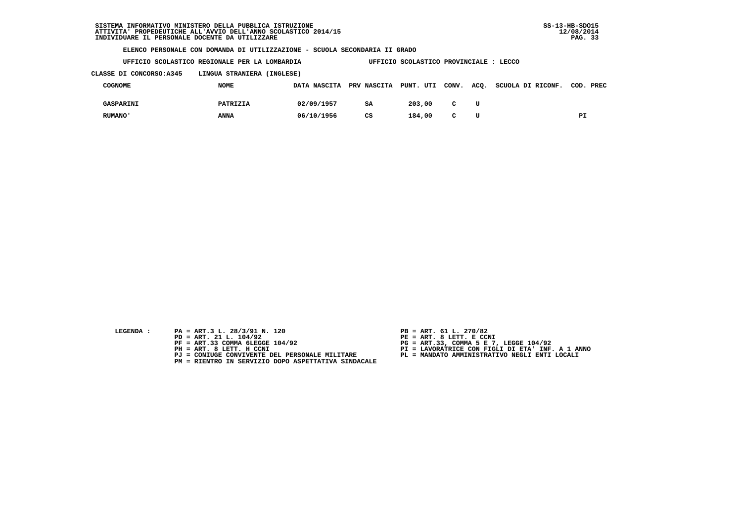SISTEMA INFORMATIVO MINISTERO DELLA PUBBLICA ISTRUZIONE
ATTIVITA' PROPEDEUTICHE ALL'AVVIO DELL'ANNO SCOLASTICO 2014/15
INDIVIDUARE IL PERSONALE DOCENTE DA UTILIZZARE

SS-13-HB-SDO15
12/08/2014

**ELENCO PERSONALE CON DOMANDA DI UTILIZZAZIONE - SCUOLA SECONDARIA II GRADO**

**UFFICIO SCOLASTICO REGIONALE PER LA LOMBARDIA** UFFICIO SCOLASTICO PROVINCIALE : LECCO

**CLASSE DI CONCORSO:A345** LINGUA STRANIERA (INGLESE)

| COGNOME | NOME | DATA NASCITA | PRV NASCITA | PUNT. UTI | CONV. | ACQ. | SCUOLA DI RICONF. | COD. PREC |
|---|---|---|---|---|---|---|---|---|
| GASPARINI | PATRIZIA | 02/09/1957 | SA | 203,00 | C | U | | |
| RUMANO' | ANNA | 06/10/1956 | CS | 184,00 | C | U | | PI |

LEGENDA :

- PA = ART.3 L. 28/3/91 N. 120
- PB = ART. 61 L. 270/82
- PD = ART. 21 L. 104/92
- PE = ART. 8 LETT. E CCNI
- PF = ART.33 COMMA 6LEGGE 104/92
- PG = ART.33, COMMA 5 E 7, LEGGE 104/92
- PH = ART. 8 LETT. H CCNI
- PI = LAVORATRICE CON FIGLI DI ETA' INF. A 1 ANNO
- PJ = CONIUGE CONVIVENTE DEL PERSONALE MILITARE
- PL = MANDATO AMMINISTRATIVO NEGLI ENTI LOCALI
- PM = RIENTRO IN SERVIZIO DOPO ASPETTATIVA SINDACALE